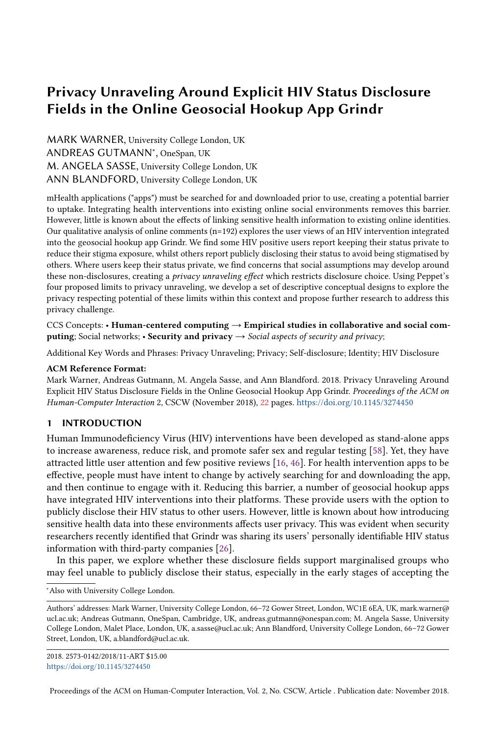# Privacy Unraveling Around Explicit HIV Status Disclosure Fields in the Online Geosocial Hookup App Grindr

MARK WARNER, University College London, UK

ANDREAS GUTMANN*, OneSpan, UK

M. ANGELA SASSE, University College London, UK

ANN BLANDFORD, University College London, UK

mHealth applications ("apps") must be searched for and downloaded prior to use, creating a potential barrier to uptake. Integrating health interventions into existing online social environments removes this barrier. However, little is known about the effects of linking sensitive health information to existing online identities. Our qualitative analysis of online comments (n=192) explores the user views of an HIV intervention integrated into the geosocial hookup app Grindr. We find some HIV positive users report keeping their status private to reduce their stigma exposure, whilst others report publicly disclosing their status to avoid being stigmatised by others. Where users keep their status private, we find concerns that social assumptions may develop around these non-disclosures, creating a *privacy unraveling effect* which restricts disclosure choice. Using Peppet's four proposed limits to privacy unraveling, we develop a set of descriptive conceptual designs to explore the privacy respecting potential of these limits within this context and propose further research to address this privacy challenge.

CCS Concepts: • **Human-centered computing** → **Empirical studies in collaborative and social computing**; Social networks; • **Security and privacy** → *Social aspects of security and privacy*;

Additional Key Words and Phrases: Privacy Unraveling; Privacy; Self-disclosure; Identity; HIV Disclosure

**ACM Reference Format:**

Mark Warner, Andreas Gutmann, M. Angela Sasse, and Ann Blandford. 2018. Privacy Unraveling Around Explicit HIV Status Disclosure Fields in the Online Geosocial Hookup App Grindr. *Proceedings of the ACM on Human-Computer Interaction* 2, CSCW (November 2018), 22 pages. https://doi.org/10.1145/3274450

## 1 INTRODUCTION

Human Immunodeficiency Virus (HIV) interventions have been developed as stand-alone apps to increase awareness, reduce risk, and promote safer sex and regular testing [58]. Yet, they have attracted little user attention and few positive reviews [16, 46]. For health intervention apps to be effective, people must have intent to change by actively searching for and downloading the app, and then continue to engage with it. Reducing this barrier, a number of geosocial hookup apps have integrated HIV interventions into their platforms. These provide users with the option to publicly disclose their HIV status to other users. However, little is known about how introducing sensitive health data into these environments affects user privacy. This was evident when security researchers recently identified that Grindr was sharing its users' personally identifiable HIV status information with third-party companies [26].

In this paper, we explore whether these disclosure fields support marginalised groups who may feel unable to publicly disclose their status, especially in the early stages of accepting the

*Also with University College London.

Authors' addresses: Mark Warner, University College London, 66–72 Gower Street, London, WC1E 6EA, UK, mark.warner@ucl.ac.uk; Andreas Gutmann, OneSpan, Cambridge, UK, andreas.gutmann@onespan.com; M. Angela Sasse, University College London, Malet Place, London, UK, a.sasse@ucl.ac.uk; Ann Blandford, University College London, 66–72 Gower Street, London, UK, a.blandford@ucl.ac.uk.

2018. 2573-0142/2018/11-ART $15.00
https://doi.org/10.1145/3274450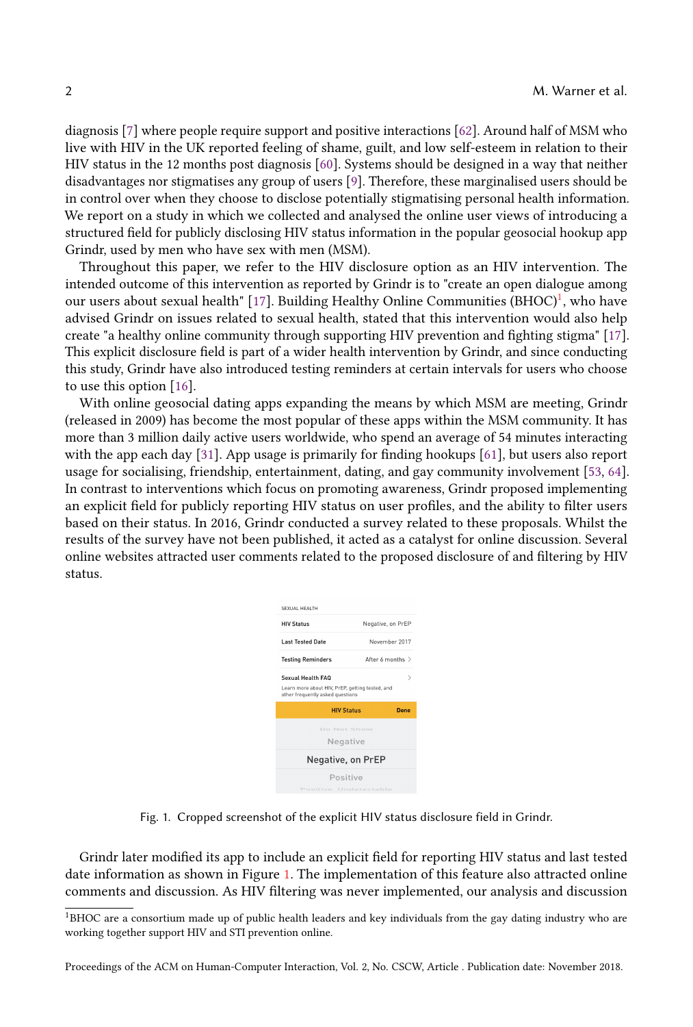diagnosis [7] where people require support and positive interactions [62]. Around half of MSM who live with HIV in the UK reported feeling of shame, guilt, and low self-esteem in relation to their HIV status in the 12 months post diagnosis [60]. Systems should be designed in a way that neither disadvantages nor stigmatises any group of users [9]. Therefore, these marginalised users should be in control over when they choose to disclose potentially stigmatising personal health information. We report on a study in which we collected and analysed the online user views of introducing a structured field for publicly disclosing HIV status information in the popular geosocial hookup app Grindr, used by men who have sex with men (MSM).

Throughout this paper, we refer to the HIV disclosure option as an HIV intervention. The intended outcome of this intervention as reported by Grindr is to "create an open dialogue among our users about sexual health" [17]. Building Healthy Online Communities (BHOC)[1], who have advised Grindr on issues related to sexual health, stated that this intervention would also help create "a healthy online community through supporting HIV prevention and fighting stigma" [17]. This explicit disclosure field is part of a wider health intervention by Grindr, and since conducting this study, Grindr have also introduced testing reminders at certain intervals for users who choose to use this option [16].

With online geosocial dating apps expanding the means by which MSM are meeting, Grindr (released in 2009) has become the most popular of these apps within the MSM community. It has more than 3 million daily active users worldwide, who spend an average of 54 minutes interacting with the app each day [31]. App usage is primarily for finding hookups [61], but users also report usage for socialising, friendship, entertainment, dating, and gay community involvement [53, 64]. In contrast to interventions which focus on promoting awareness, Grindr proposed implementing an explicit field for publicly reporting HIV status on user profiles, and the ability to filter users based on their status. In 2016, Grindr conducted a survey related to these proposals. Whilst the results of the survey have not been published, it acted as a catalyst for online discussion. Several online websites attracted user comments related to the proposed disclosure of and filtering by HIV status.

Fig. 1. Cropped screenshot of the explicit HIV status disclosure field in Grindr.

Grindr later modified its app to include an explicit field for reporting HIV status and last tested date information as shown in Figure 1. The implementation of this feature also attracted online comments and discussion. As HIV filtering was never implemented, our analysis and discussion

[1] BHOC are a consortium made up of public health leaders and key individuals from the gay dating industry who are working together support HIV and STI prevention online.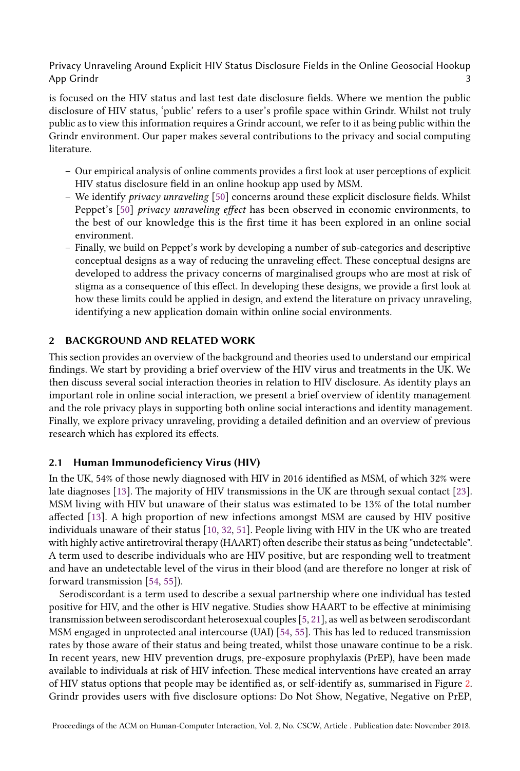is focused on the HIV status and last test date disclosure fields. Where we mention the public disclosure of HIV status, 'public' refers to a user's profile space within Grindr. Whilst not truly public as to view this information requires a Grindr account, we refer to it as being public within the Grindr environment. Our paper makes several contributions to the privacy and social computing literature.

- Our empirical analysis of online comments provides a first look at user perceptions of explicit HIV status disclosure field in an online hookup app used by MSM.
- We identify *privacy unraveling* [50] concerns around these explicit disclosure fields. Whilst Peppet's [50] *privacy unraveling effect* has been observed in economic environments, to the best of our knowledge this is the first time it has been explored in an online social environment.
- Finally, we build on Peppet's work by developing a number of sub-categories and descriptive conceptual designs as a way of reducing the unraveling effect. These conceptual designs are developed to address the privacy concerns of marginalised groups who are most at risk of stigma as a consequence of this effect. In developing these designs, we provide a first look at how these limits could be applied in design, and extend the literature on privacy unraveling, identifying a new application domain within online social environments.

## 2 BACKGROUND AND RELATED WORK

This section provides an overview of the background and theories used to understand our empirical findings. We start by providing a brief overview of the HIV virus and treatments in the UK. We then discuss several social interaction theories in relation to HIV disclosure. As identity plays an important role in online social interaction, we present a brief overview of identity management and the role privacy plays in supporting both online social interactions and identity management. Finally, we explore privacy unraveling, providing a detailed definition and an overview of previous research which has explored its effects.

### 2.1 Human Immunodeficiency Virus (HIV)

In the UK, 54% of those newly diagnosed with HIV in 2016 identified as MSM, of which 32% were late diagnoses [13]. The majority of HIV transmissions in the UK are through sexual contact [23]. MSM living with HIV but unaware of their status was estimated to be 13% of the total number affected [13]. A high proportion of new infections amongst MSM are caused by HIV positive individuals unaware of their status [10, 32, 51]. People living with HIV in the UK who are treated with highly active antiretroviral therapy (HAART) often describe their status as being "undetectable". A term used to describe individuals who are HIV positive, but are responding well to treatment and have an undetectable level of the virus in their blood (and are therefore no longer at risk of forward transmission [54, 55]).

Serodiscordant is a term used to describe a sexual partnership where one individual has tested positive for HIV, and the other is HIV negative. Studies show HAART to be effective at minimising transmission between serodiscordant heterosexual couples [5, 21], as well as between serodiscordant MSM engaged in unprotected anal intercourse (UAI) [54, 55]. This has led to reduced transmission rates by those aware of their status and being treated, whilst those unaware continue to be a risk. In recent years, new HIV prevention drugs, pre-exposure prophylaxis (PrEP), have been made available to individuals at risk of HIV infection. These medical interventions have created an array of HIV status options that people may be identified as, or self-identify as, summarised in Figure 2. Grindr provides users with five disclosure options: Do Not Show, Negative, Negative on PrEP,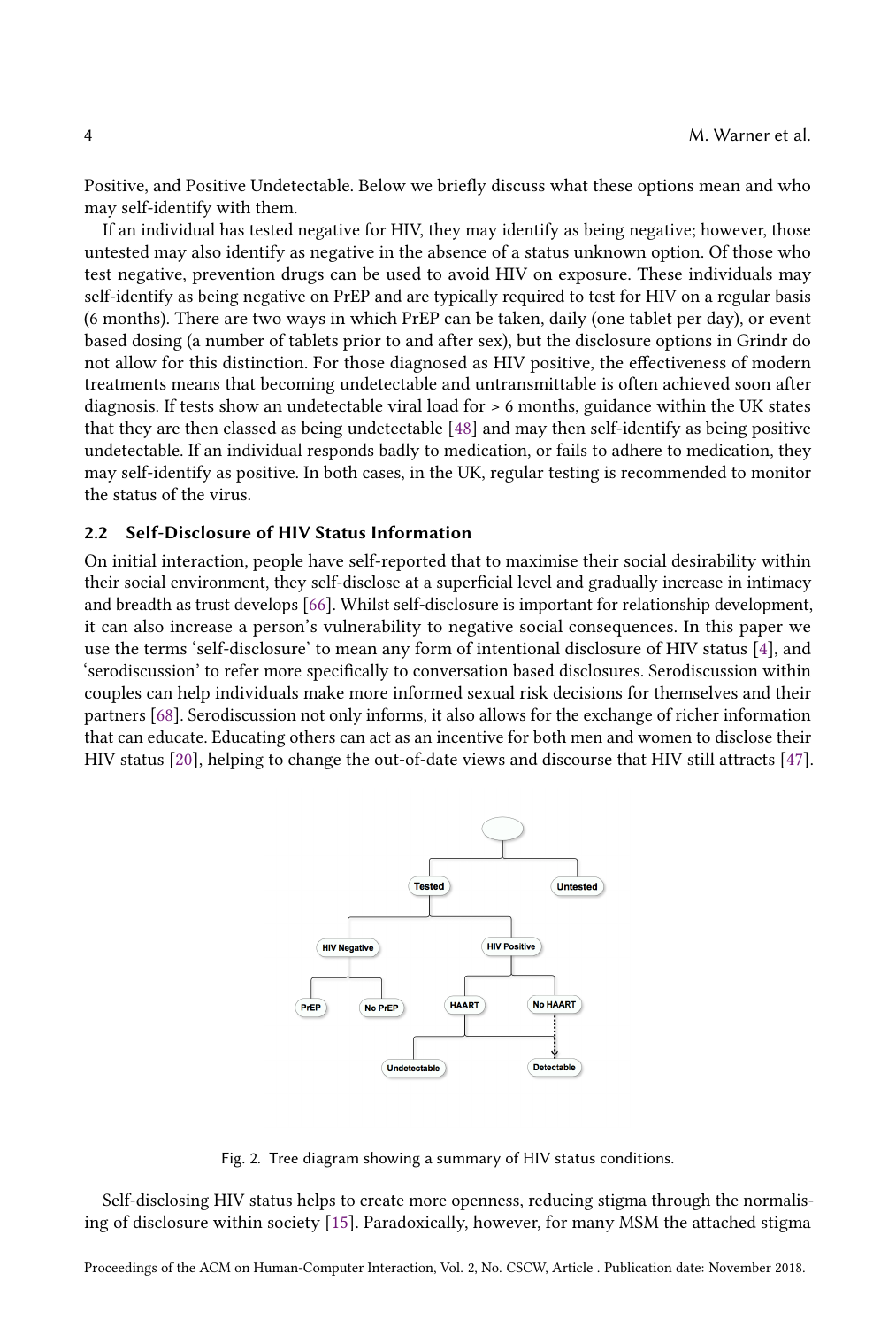Positive, and Positive Undetectable. Below we briefly discuss what these options mean and who may self-identify with them.

If an individual has tested negative for HIV, they may identify as being negative; however, those untested may also identify as negative in the absence of a status unknown option. Of those who test negative, prevention drugs can be used to avoid HIV on exposure. These individuals may self-identify as being negative on PrEP and are typically required to test for HIV on a regular basis (6 months). There are two ways in which PrEP can be taken, daily (one tablet per day), or event based dosing (a number of tablets prior to and after sex), but the disclosure options in Grindr do not allow for this distinction. For those diagnosed as HIV positive, the effectiveness of modern treatments means that becoming undetectable and untransmittable is often achieved soon after diagnosis. If tests show an undetectable viral load for > 6 months, guidance within the UK states that they are then classed as being undetectable [48] and may then self-identify as being positive undetectable. If an individual responds badly to medication, or fails to adhere to medication, they may self-identify as positive. In both cases, in the UK, regular testing is recommended to monitor the status of the virus.

### 2.2 Self-Disclosure of HIV Status Information

On initial interaction, people have self-reported that to maximise their social desirability within their social environment, they self-disclose at a superficial level and gradually increase in intimacy and breadth as trust develops [66]. Whilst self-disclosure is important for relationship development, it can also increase a person's vulnerability to negative social consequences. In this paper we use the terms 'self-disclosure' to mean any form of intentional disclosure of HIV status [4], and 'serodiscussion' to refer more specifically to conversation based disclosures. Serodiscussion within couples can help individuals make more informed sexual risk decisions for themselves and their partners [68]. Serodiscussion not only informs, it also allows for the exchange of richer information that can educate. Educating others can act as an incentive for both men and women to disclose their HIV status [20], helping to change the out-of-date views and discourse that HIV still attracts [47].

Fig. 2. Tree diagram showing a summary of HIV status conditions.

Self-disclosing HIV status helps to create more openness, reducing stigma through the normalising of disclosure within society [15]. Paradoxically, however, for many MSM the attached stigma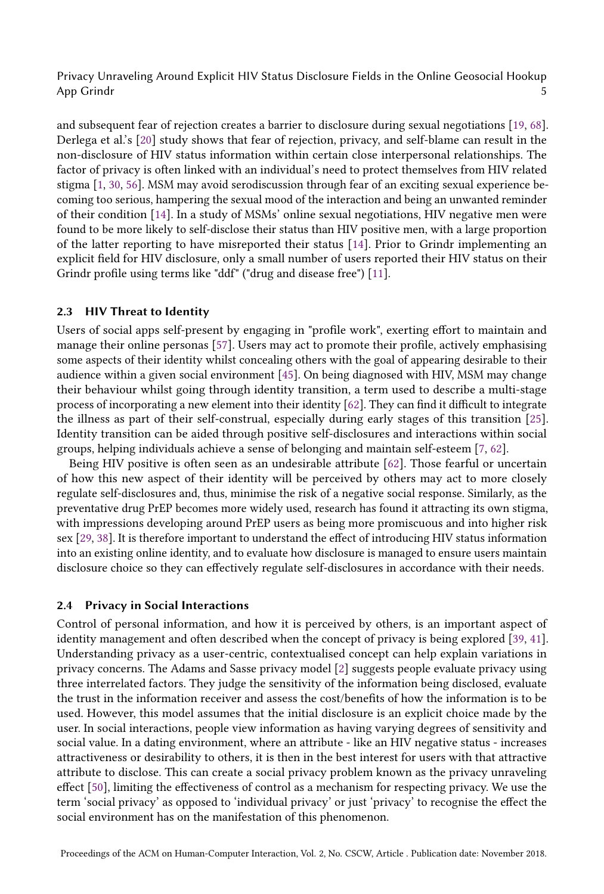and subsequent fear of rejection creates a barrier to disclosure during sexual negotiations [19, 68]. Derlega et al.'s [20] study shows that fear of rejection, privacy, and self-blame can result in the non-disclosure of HIV status information within certain close interpersonal relationships. The factor of privacy is often linked with an individual's need to protect themselves from HIV related stigma [1, 30, 56]. MSM may avoid serodiscussion through fear of an exciting sexual experience becoming too serious, hampering the sexual mood of the interaction and being an unwanted reminder of their condition [14]. In a study of MSMs' online sexual negotiations, HIV negative men were found to be more likely to self-disclose their status than HIV positive men, with a large proportion of the latter reporting to have misreported their status [14]. Prior to Grindr implementing an explicit field for HIV disclosure, only a small number of users reported their HIV status on their Grindr profile using terms like "ddf" ("drug and disease free") [11].

### 2.3 HIV Threat to Identity

Users of social apps self-present by engaging in "profile work", exerting effort to maintain and manage their online personas [57]. Users may act to promote their profile, actively emphasising some aspects of their identity whilst concealing others with the goal of appearing desirable to their audience within a given social environment [45]. On being diagnosed with HIV, MSM may change their behaviour whilst going through identity transition, a term used to describe a multi-stage process of incorporating a new element into their identity [62]. They can find it difficult to integrate the illness as part of their self-construal, especially during early stages of this transition [25]. Identity transition can be aided through positive self-disclosures and interactions within social groups, helping individuals achieve a sense of belonging and maintain self-esteem [7, 62].

Being HIV positive is often seen as an undesirable attribute [62]. Those fearful or uncertain of how this new aspect of their identity will be perceived by others may act to more closely regulate self-disclosures and, thus, minimise the risk of a negative social response. Similarly, as the preventative drug PrEP becomes more widely used, research has found it attracting its own stigma, with impressions developing around PrEP users as being more promiscuous and into higher risk sex [29, 38]. It is therefore important to understand the effect of introducing HIV status information into an existing online identity, and to evaluate how disclosure is managed to ensure users maintain disclosure choice so they can effectively regulate self-disclosures in accordance with their needs.

### 2.4 Privacy in Social Interactions

Control of personal information, and how it is perceived by others, is an important aspect of identity management and often described when the concept of privacy is being explored [39, 41]. Understanding privacy as a user-centric, contextualised concept can help explain variations in privacy concerns. The Adams and Sasse privacy model [2] suggests people evaluate privacy using three interrelated factors. They judge the sensitivity of the information being disclosed, evaluate the trust in the information receiver and assess the cost/benefits of how the information is to be used. However, this model assumes that the initial disclosure is an explicit choice made by the user. In social interactions, people view information as having varying degrees of sensitivity and social value. In a dating environment, where an attribute - like an HIV negative status - increases attractiveness or desirability to others, it is then in the best interest for users with that attractive attribute to disclose. This can create a social privacy problem known as the privacy unraveling effect [50], limiting the effectiveness of control as a mechanism for respecting privacy. We use the term 'social privacy' as opposed to 'individual privacy' or just 'privacy' to recognise the effect the social environment has on the manifestation of this phenomenon.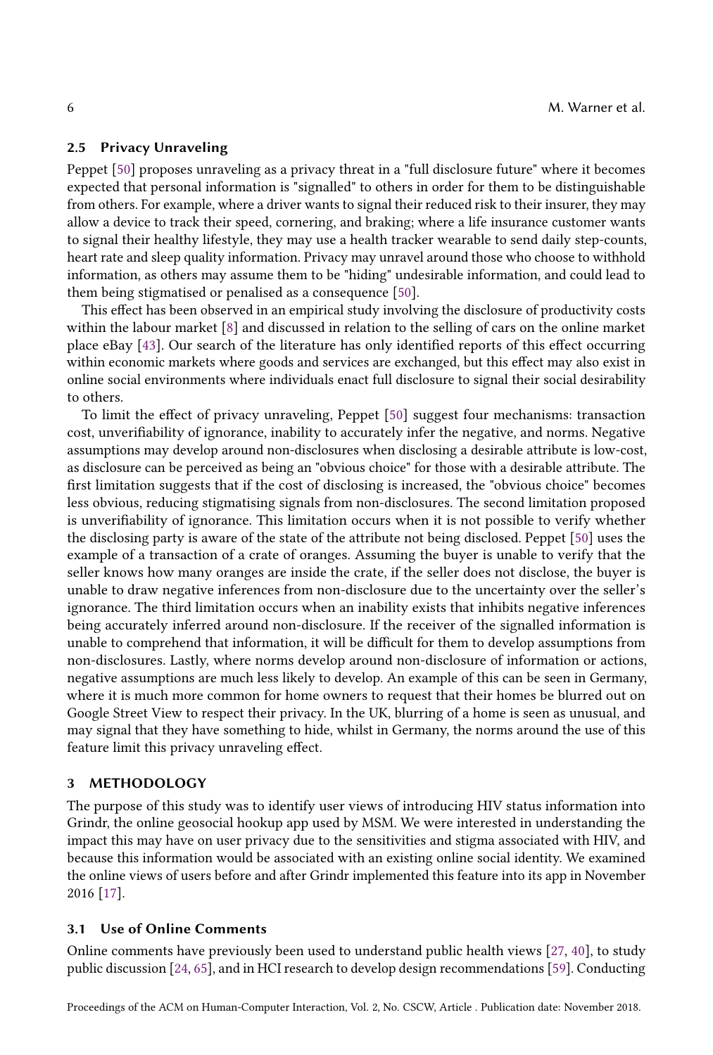### 2.5 Privacy Unraveling

Peppet [50] proposes unraveling as a privacy threat in a "full disclosure future" where it becomes expected that personal information is "signalled" to others in order for them to be distinguishable from others. For example, where a driver wants to signal their reduced risk to their insurer, they may allow a device to track their speed, cornering, and braking; where a life insurance customer wants to signal their healthy lifestyle, they may use a health tracker wearable to send daily step-counts, heart rate and sleep quality information. Privacy may unravel around those who choose to withhold information, as others may assume them to be "hiding" undesirable information, and could lead to them being stigmatised or penalised as a consequence [50].

This effect has been observed in an empirical study involving the disclosure of productivity costs within the labour market [8] and discussed in relation to the selling of cars on the online market place eBay [43]. Our search of the literature has only identified reports of this effect occurring within economic markets where goods and services are exchanged, but this effect may also exist in online social environments where individuals enact full disclosure to signal their social desirability to others.

To limit the effect of privacy unraveling, Peppet [50] suggest four mechanisms: transaction cost, unverifiability of ignorance, inability to accurately infer the negative, and norms. Negative assumptions may develop around non-disclosures when disclosing a desirable attribute is low-cost, as disclosure can be perceived as being an "obvious choice" for those with a desirable attribute. The first limitation suggests that if the cost of disclosing is increased, the "obvious choice" becomes less obvious, reducing stigmatising signals from non-disclosures. The second limitation proposed is unverifiability of ignorance. This limitation occurs when it is not possible to verify whether the disclosing party is aware of the state of the attribute not being disclosed. Peppet [50] uses the example of a transaction of a crate of oranges. Assuming the buyer is unable to verify that the seller knows how many oranges are inside the crate, if the seller does not disclose, the buyer is unable to draw negative inferences from non-disclosure due to the uncertainty over the seller's ignorance. The third limitation occurs when an inability exists that inhibits negative inferences being accurately inferred around non-disclosure. If the receiver of the signalled information is unable to comprehend that information, it will be difficult for them to develop assumptions from non-disclosures. Lastly, where norms develop around non-disclosure of information or actions, negative assumptions are much less likely to develop. An example of this can be seen in Germany, where it is much more common for home owners to request that their homes be blurred out on Google Street View to respect their privacy. In the UK, blurring of a home is seen as unusual, and may signal that they have something to hide, whilst in Germany, the norms around the use of this feature limit this privacy unraveling effect.

## 3 METHODOLOGY

The purpose of this study was to identify user views of introducing HIV status information into Grindr, the online geosocial hookup app used by MSM. We were interested in understanding the impact this may have on user privacy due to the sensitivities and stigma associated with HIV, and because this information would be associated with an existing online social identity. We examined the online views of users before and after Grindr implemented this feature into its app in November 2016 [17].

### 3.1 Use of Online Comments

Online comments have previously been used to understand public health views [27, 40], to study public discussion [24, 65], and in HCI research to develop design recommendations [59]. Conducting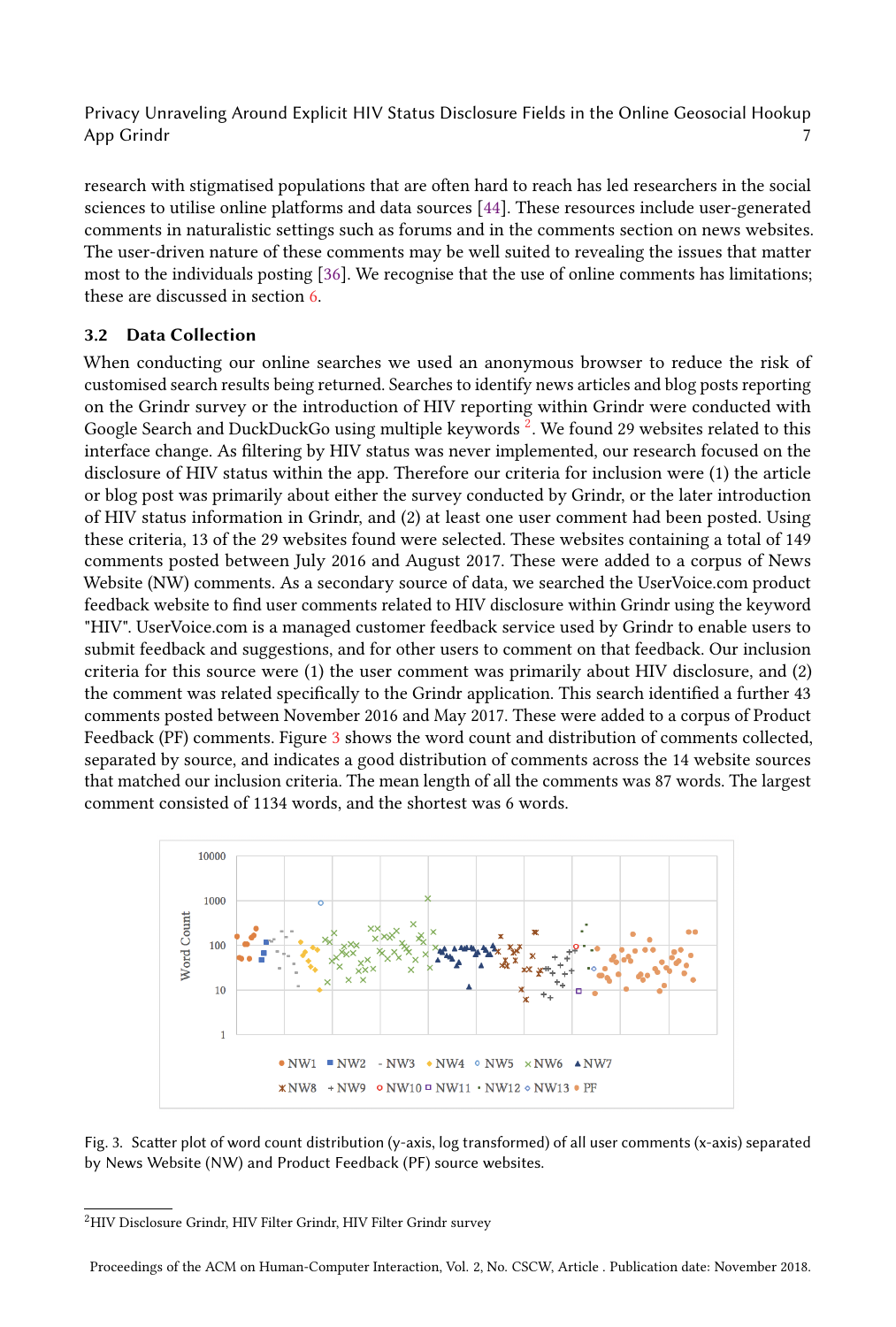research with stigmatised populations that are often hard to reach has led researchers in the social sciences to utilise online platforms and data sources [44]. These resources include user-generated comments in naturalistic settings such as forums and in the comments section on news websites. The user-driven nature of these comments may be well suited to revealing the issues that matter most to the individuals posting [36]. We recognise that the use of online comments has limitations; these are discussed in section 6.

### 3.2 Data Collection

When conducting our online searches we used an anonymous browser to reduce the risk of customised search results being returned. Searches to identify news articles and blog posts reporting on the Grindr survey or the introduction of HIV reporting within Grindr were conducted with Google Search and DuckDuckGo using multiple keywords [2]. We found 29 websites related to this interface change. As filtering by HIV status was never implemented, our research focused on the disclosure of HIV status within the app. Therefore our criteria for inclusion were (1) the article or blog post was primarily about either the survey conducted by Grindr, or the later introduction of HIV status information in Grindr, and (2) at least one user comment had been posted. Using these criteria, 13 of the 29 websites found were selected. These websites containing a total of 149 comments posted between July 2016 and August 2017. These were added to a corpus of News Website (NW) comments. As a secondary source of data, we searched the UserVoice.com product feedback website to find user comments related to HIV disclosure within Grindr using the keyword "HIV". UserVoice.com is a managed customer feedback service used by Grindr to enable users to submit feedback and suggestions, and for other users to comment on that feedback. Our inclusion criteria for this source were (1) the user comment was primarily about HIV disclosure, and (2) the comment was related specifically to the Grindr application. This search identified a further 43 comments posted between November 2016 and May 2017. These were added to a corpus of Product Feedback (PF) comments. Figure 3 shows the word count and distribution of comments collected, separated by source, and indicates a good distribution of comments across the 14 website sources that matched our inclusion criteria. The mean length of all the comments was 87 words. The largest comment consisted of 1134 words, and the shortest was 6 words.

Fig. 3. Scatter plot of word count distribution (y-axis, log transformed) of all user comments (x-axis) separated by News Website (NW) and Product Feedback (PF) source websites.

[2] HIV Disclosure Grindr, HIV Filter Grindr, HIV Filter Grindr survey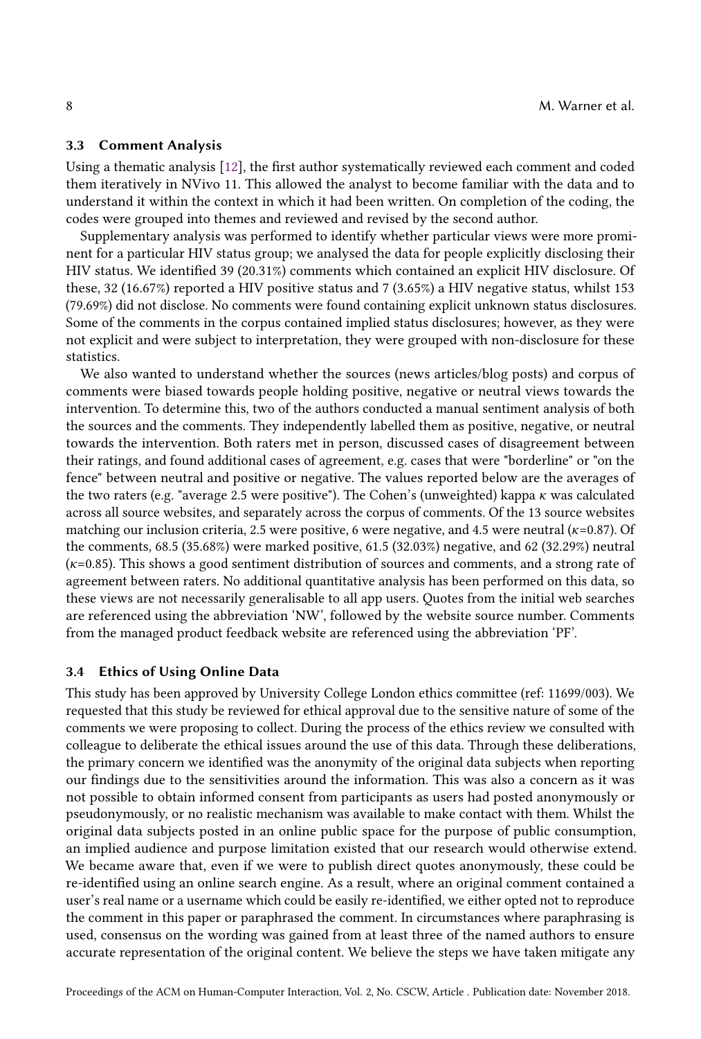### 3.3 Comment Analysis

Using a thematic analysis [12], the first author systematically reviewed each comment and coded them iteratively in NVivo 11. This allowed the analyst to become familiar with the data and to understand it within the context in which it had been written. On completion of the coding, the codes were grouped into themes and reviewed and revised by the second author.

Supplementary analysis was performed to identify whether particular views were more prominent for a particular HIV status group; we analysed the data for people explicitly disclosing their HIV status. We identified 39 (20.31%) comments which contained an explicit HIV disclosure. Of these, 32 (16.67%) reported a HIV positive status and 7 (3.65%) a HIV negative status, whilst 153 (79.69%) did not disclose. No comments were found containing explicit unknown status disclosures. Some of the comments in the corpus contained implied status disclosures; however, as they were not explicit and were subject to interpretation, they were grouped with non-disclosure for these statistics.

We also wanted to understand whether the sources (news articles/blog posts) and corpus of comments were biased towards people holding positive, negative or neutral views towards the intervention. To determine this, two of the authors conducted a manual sentiment analysis of both the sources and the comments. They independently labelled them as positive, negative, or neutral towards the intervention. Both raters met in person, discussed cases of disagreement between their ratings, and found additional cases of agreement, e.g. cases that were "borderline" or "on the fence" between neutral and positive or negative. The values reported below are the averages of the two raters (e.g. "average 2.5 were positive"). The Cohen's (unweighted) kappa $\kappa$ was calculated across all source websites, and separately across the corpus of comments. Of the 13 source websites matching our inclusion criteria, 2.5 were positive, 6 were negative, and 4.5 were neutral ($\kappa$=0.87). Of the comments, 68.5 (35.68%) were marked positive, 61.5 (32.03%) negative, and 62 (32.29%) neutral ($\kappa$=0.85). This shows a good sentiment distribution of sources and comments, and a strong rate of agreement between raters. No additional quantitative analysis has been performed on this data, so these views are not necessarily generalisable to all app users. Quotes from the initial web searches are referenced using the abbreviation 'NW', followed by the website source number. Comments from the managed product feedback website are referenced using the abbreviation 'PF'.

### 3.4 Ethics of Using Online Data

This study has been approved by University College London ethics committee (ref: 11699/003). We requested that this study be reviewed for ethical approval due to the sensitive nature of some of the comments we were proposing to collect. During the process of the ethics review we consulted with colleague to deliberate the ethical issues around the use of this data. Through these deliberations, the primary concern we identified was the anonymity of the original data subjects when reporting our findings due to the sensitivities around the information. This was also a concern as it was not possible to obtain informed consent from participants as users had posted anonymously or pseudonymously, or no realistic mechanism was available to make contact with them. Whilst the original data subjects posted in an online public space for the purpose of public consumption, an implied audience and purpose limitation existed that our research would otherwise extend. We became aware that, even if we were to publish direct quotes anonymously, these could be re-identified using an online search engine. As a result, where an original comment contained a user's real name or a username which could be easily re-identified, we either opted not to reproduce the comment in this paper or paraphrased the comment. In circumstances where paraphrasing is used, consensus on the wording was gained from at least three of the named authors to ensure accurate representation of the original content. We believe the steps we have taken mitigate any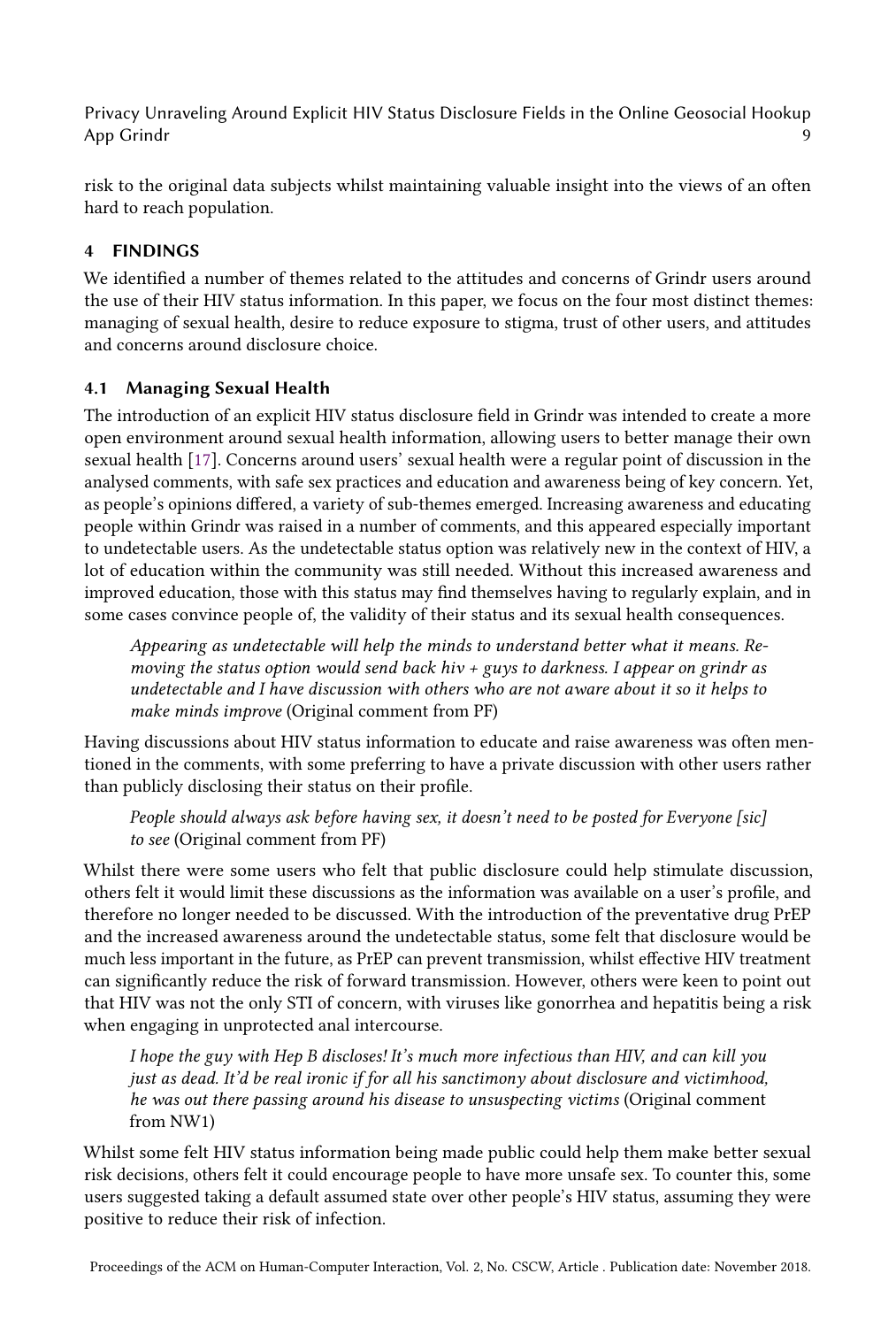risk to the original data subjects whilst maintaining valuable insight into the views of an often hard to reach population.

## 4 FINDINGS

We identified a number of themes related to the attitudes and concerns of Grindr users around the use of their HIV status information. In this paper, we focus on the four most distinct themes: managing of sexual health, desire to reduce exposure to stigma, trust of other users, and attitudes and concerns around disclosure choice.

### 4.1 Managing Sexual Health

The introduction of an explicit HIV status disclosure field in Grindr was intended to create a more open environment around sexual health information, allowing users to better manage their own sexual health [17]. Concerns around users' sexual health were a regular point of discussion in the analysed comments, with safe sex practices and education and awareness being of key concern. Yet, as people's opinions differed, a variety of sub-themes emerged. Increasing awareness and educating people within Grindr was raised in a number of comments, and this appeared especially important to undetectable users. As the undetectable status option was relatively new in the context of HIV, a lot of education within the community was still needed. Without this increased awareness and improved education, those with this status may find themselves having to regularly explain, and in some cases convince people of, the validity of their status and its sexual health consequences.

> *Appearing as undetectable will help the minds to understand better what it means. Removing the status option would send back hiv + guys to darkness. I appear on grindr as undetectable and I have discussion with others who are not aware about it so it helps to make minds improve* (Original comment from PF)

Having discussions about HIV status information to educate and raise awareness was often mentioned in the comments, with some preferring to have a private discussion with other users rather than publicly disclosing their status on their profile.

> *People should always ask before having sex, it doesn't need to be posted for Everyone [sic] to see* (Original comment from PF)

Whilst there were some users who felt that public disclosure could help stimulate discussion, others felt it would limit these discussions as the information was available on a user's profile, and therefore no longer needed to be discussed. With the introduction of the preventative drug PrEP and the increased awareness around the undetectable status, some felt that disclosure would be much less important in the future, as PrEP can prevent transmission, whilst effective HIV treatment can significantly reduce the risk of forward transmission. However, others were keen to point out that HIV was not the only STI of concern, with viruses like gonorrhea and hepatitis being a risk when engaging in unprotected anal intercourse.

> *I hope the guy with Hep B discloses! It's much more infectious than HIV, and can kill you just as dead. It'd be real ironic if for all his sanctimony about disclosure and victimhood, he was out there passing around his disease to unsuspecting victims* (Original comment from NW1)

Whilst some felt HIV status information being made public could help them make better sexual risk decisions, others felt it could encourage people to have more unsafe sex. To counter this, some users suggested taking a default assumed state over other people's HIV status, assuming they were positive to reduce their risk of infection.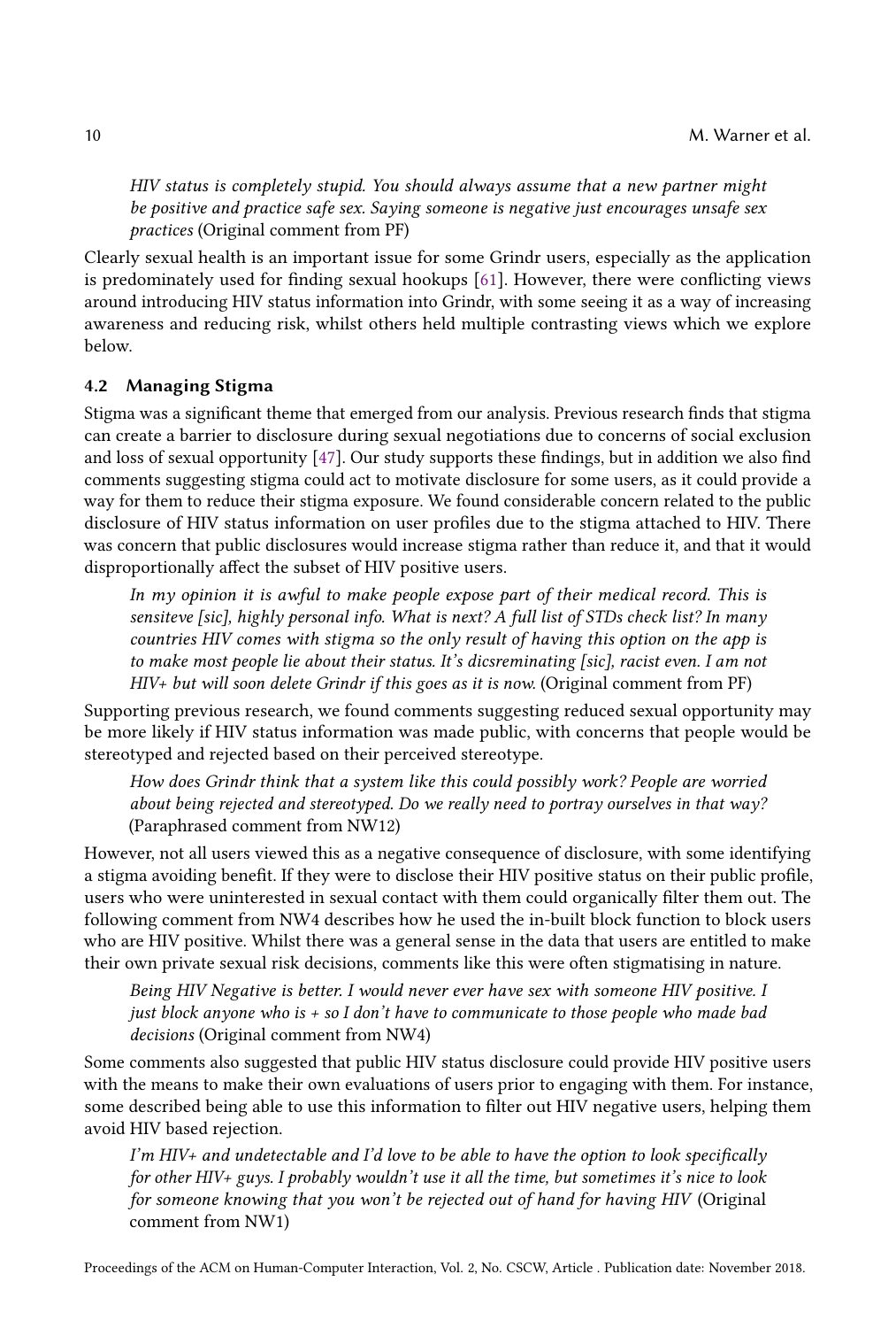> *HIV status is completely stupid. You should always assume that a new partner might be positive and practice safe sex. Saying someone is negative just encourages unsafe sex practices* (Original comment from PF)

Clearly sexual health is an important issue for some Grindr users, especially as the application is predominately used for finding sexual hookups [61]. However, there were conflicting views around introducing HIV status information into Grindr, with some seeing it as a way of increasing awareness and reducing risk, whilst others held multiple contrasting views which we explore below.

### 4.2 Managing Stigma

Stigma was a significant theme that emerged from our analysis. Previous research finds that stigma can create a barrier to disclosure during sexual negotiations due to concerns of social exclusion and loss of sexual opportunity [47]. Our study supports these findings, but in addition we also find comments suggesting stigma could act to motivate disclosure for some users, as it could provide a way for them to reduce their stigma exposure. We found considerable concern related to the public disclosure of HIV status information on user profiles due to the stigma attached to HIV. There was concern that public disclosures would increase stigma rather than reduce it, and that it would disproportionally affect the subset of HIV positive users.

> *In my opinion it is awful to make people expose part of their medical record. This is sensiteve [sic], highly personal info. What is next? A full list of STDs check list? In many countries HIV comes with stigma so the only result of having this option on the app is to make most people lie about their status. It's dicsreminating [sic], racist even. I am not HIV+ but will soon delete Grindr if this goes as it is now.* (Original comment from PF)

Supporting previous research, we found comments suggesting reduced sexual opportunity may be more likely if HIV status information was made public, with concerns that people would be stereotyped and rejected based on their perceived stereotype.

> *How does Grindr think that a system like this could possibly work? People are worried about being rejected and stereotyped. Do we really need to portray ourselves in that way?* (Paraphrased comment from NW12)

However, not all users viewed this as a negative consequence of disclosure, with some identifying a stigma avoiding benefit. If they were to disclose their HIV positive status on their public profile, users who were uninterested in sexual contact with them could organically filter them out. The following comment from NW4 describes how he used the in-built block function to block users who are HIV positive. Whilst there was a general sense in the data that users are entitled to make their own private sexual risk decisions, comments like this were often stigmatising in nature.

> *Being HIV Negative is better. I would never ever have sex with someone HIV positive. I just block anyone who is + so I don't have to communicate to those people who made bad decisions* (Original comment from NW4)

Some comments also suggested that public HIV status disclosure could provide HIV positive users with the means to make their own evaluations of users prior to engaging with them. For instance, some described being able to use this information to filter out HIV negative users, helping them avoid HIV based rejection.

> *I'm HIV+ and undetectable and I'd love to be able to have the option to look specifically for other HIV+ guys. I probably wouldn't use it all the time, but sometimes it's nice to look for someone knowing that you won't be rejected out of hand for having HIV* (Original comment from NW1)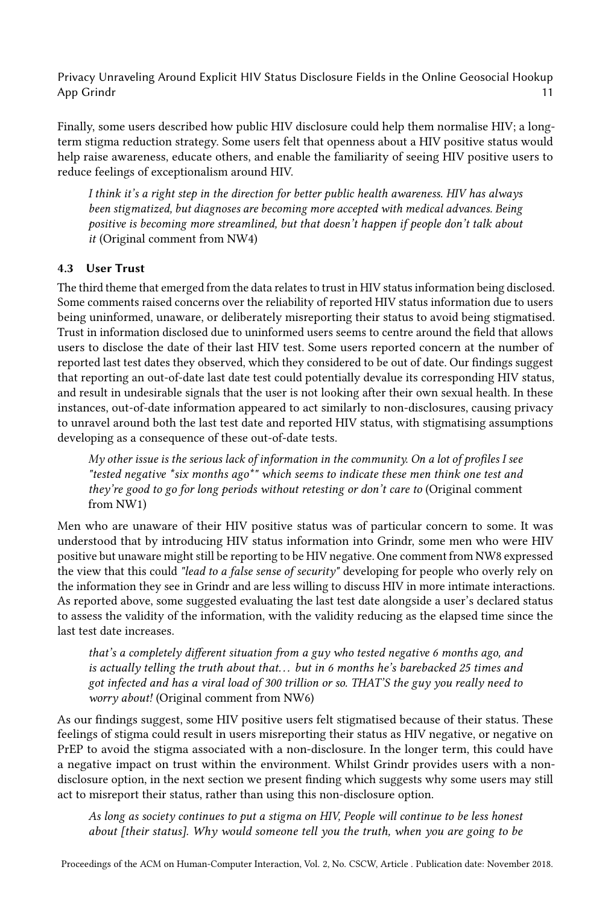Finally, some users described how public HIV disclosure could help them normalise HIV; a long-term stigma reduction strategy. Some users felt that openness about a HIV positive status would help raise awareness, educate others, and enable the familiarity of seeing HIV positive users to reduce feelings of exceptionalism around HIV.

> *I think it's a right step in the direction for better public health awareness. HIV has always been stigmatized, but diagnoses are becoming more accepted with medical advances. Being positive is becoming more streamlined, but that doesn't happen if people don't talk about it* (Original comment from NW4)

### 4.3 User Trust

The third theme that emerged from the data relates to trust in HIV status information being disclosed. Some comments raised concerns over the reliability of reported HIV status information due to users being uninformed, unaware, or deliberately misreporting their status to avoid being stigmatised. Trust in information disclosed due to uninformed users seems to centre around the field that allows users to disclose the date of their last HIV test. Some users reported concern at the number of reported last test dates they observed, which they considered to be out of date. Our findings suggest that reporting an out-of-date last date test could potentially devalue its corresponding HIV status, and result in undesirable signals that the user is not looking after their own sexual health. In these instances, out-of-date information appeared to act similarly to non-disclosures, causing privacy to unravel around both the last test date and reported HIV status, with stigmatising assumptions developing as a consequence of these out-of-date tests.

> *My other issue is the serious lack of information in the community. On a lot of profiles I see "tested negative *six months ago*" which seems to indicate these men think one test and they're good to go for long periods without retesting or don't care to* (Original comment from NW1)

Men who are unaware of their HIV positive status was of particular concern to some. It was understood that by introducing HIV status information into Grindr, some men who were HIV positive but unaware might still be reporting to be HIV negative. One comment from NW8 expressed the view that this could *"lead to a false sense of security"* developing for people who overly rely on the information they see in Grindr and are less willing to discuss HIV in more intimate interactions. As reported above, some suggested evaluating the last test date alongside a user's declared status to assess the validity of the information, with the validity reducing as the elapsed time since the last test date increases.

> *that's a completely different situation from a guy who tested negative 6 months ago, and is actually telling the truth about that... but in 6 months he's barebacked 25 times and got infected and has a viral load of 300 trillion or so. THAT'S the guy you really need to worry about!* (Original comment from NW6)

As our findings suggest, some HIV positive users felt stigmatised because of their status. These feelings of stigma could result in users misreporting their status as HIV negative, or negative on PrEP to avoid the stigma associated with a non-disclosure. In the longer term, this could have a negative impact on trust within the environment. Whilst Grindr provides users with a non-disclosure option, in the next section we present finding which suggests why some users may still act to misreport their status, rather than using this non-disclosure option.

> *As long as society continues to put a stigma on HIV, People will continue to be less honest about [their status]. Why would someone tell you the truth, when you are going to be*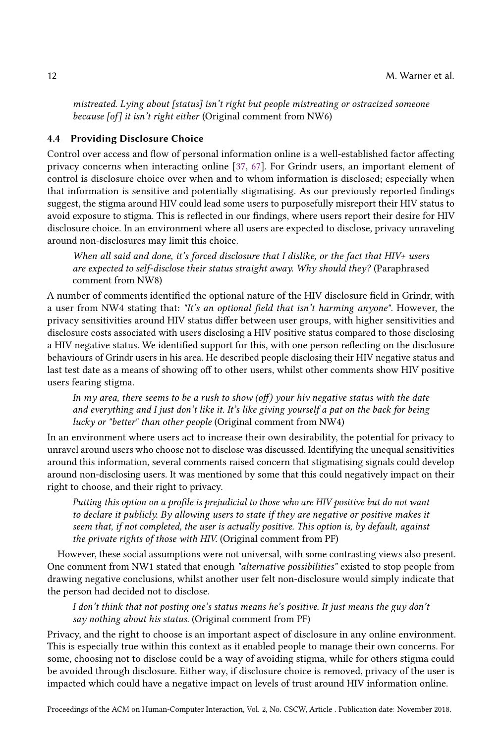*mistreated. Lying about [status] isn't right but people mistreating or ostracized someone because [of] it isn't right either* (Original comment from NW6)

### 4.4 Providing Disclosure Choice

Control over access and flow of personal information online is a well-established factor affecting privacy concerns when interacting online [37, 67]. For Grindr users, an important element of control is disclosure choice over when and to whom information is disclosed; especially when that information is sensitive and potentially stigmatising. As our previously reported findings suggest, the stigma around HIV could lead some users to purposefully misreport their HIV status to avoid exposure to stigma. This is reflected in our findings, where users report their desire for HIV disclosure choice. In an environment where all users are expected to disclose, privacy unraveling around non-disclosures may limit this choice.

> *When all said and done, it's forced disclosure that I dislike, or the fact that HIV+ users are expected to self-disclose their status straight away. Why should they?* (Paraphrased comment from NW8)

A number of comments identified the optional nature of the HIV disclosure field in Grindr, with a user from NW4 stating that: *"It's an optional field that isn't harming anyone"*. However, the privacy sensitivities around HIV status differ between user groups, with higher sensitivities and disclosure costs associated with users disclosing a HIV positive status compared to those disclosing a HIV negative status. We identified support for this, with one person reflecting on the disclosure behaviours of Grindr users in his area. He described people disclosing their HIV negative status and last test date as a means of showing off to other users, whilst other comments show HIV positive users fearing stigma.

> *In my area, there seems to be a rush to show (off) your hiv negative status with the date and everything and I just don't like it. It's like giving yourself a pat on the back for being lucky or "better" than other people* (Original comment from NW4)

In an environment where users act to increase their own desirability, the potential for privacy to unravel around users who choose not to disclose was discussed. Identifying the unequal sensitivities around this information, several comments raised concern that stigmatising signals could develop around non-disclosing users. It was mentioned by some that this could negatively impact on their right to choose, and their right to privacy.

> *Putting this option on a profile is prejudicial to those who are HIV positive but do not want to declare it publicly. By allowing users to state if they are negative or positive makes it seem that, if not completed, the user is actually positive. This option is, by default, against the private rights of those with HIV.* (Original comment from PF)

However, these social assumptions were not universal, with some contrasting views also present. One comment from NW1 stated that enough *"alternative possibilities"* existed to stop people from drawing negative conclusions, whilst another user felt non-disclosure would simply indicate that the person had decided not to disclose.

> *I don't think that not posting one's status means he's positive. It just means the guy don't say nothing about his status.* (Original comment from PF)

Privacy, and the right to choose is an important aspect of disclosure in any online environment. This is especially true within this context as it enabled people to manage their own concerns. For some, choosing not to disclose could be a way of avoiding stigma, while for others stigma could be avoided through disclosure. Either way, if disclosure choice is removed, privacy of the user is impacted which could have a negative impact on levels of trust around HIV information online.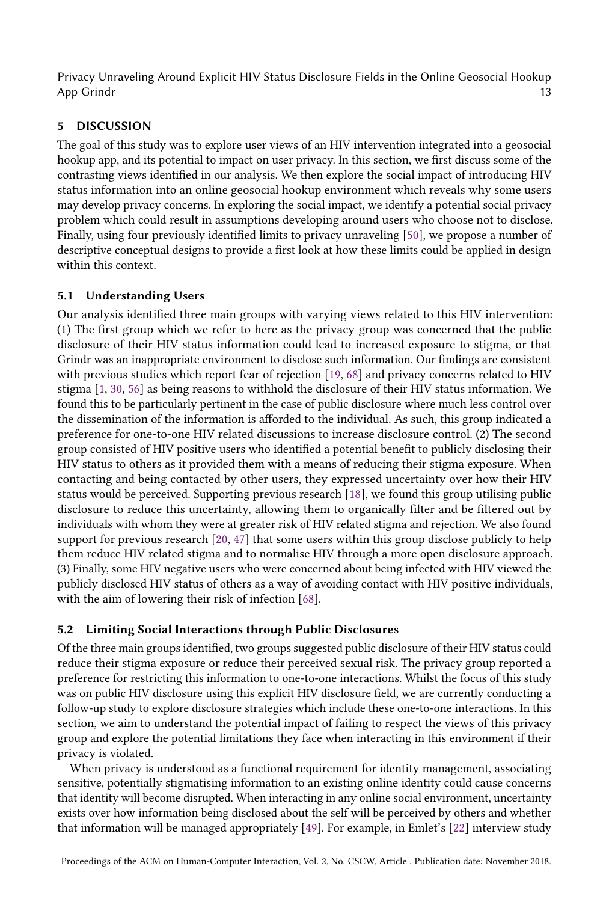## 5 DISCUSSION

The goal of this study was to explore user views of an HIV intervention integrated into a geosocial hookup app, and its potential to impact on user privacy. In this section, we first discuss some of the contrasting views identified in our analysis. We then explore the social impact of introducing HIV status information into an online geosocial hookup environment which reveals why some users may develop privacy concerns. In exploring the social impact, we identify a potential social privacy problem which could result in assumptions developing around users who choose not to disclose. Finally, using four previously identified limits to privacy unraveling [50], we propose a number of descriptive conceptual designs to provide a first look at how these limits could be applied in design within this context.

### 5.1 Understanding Users

Our analysis identified three main groups with varying views related to this HIV intervention: (1) The first group which we refer to here as the privacy group was concerned that the public disclosure of their HIV status information could lead to increased exposure to stigma, or that Grindr was an inappropriate environment to disclose such information. Our findings are consistent with previous studies which report fear of rejection [19, 68] and privacy concerns related to HIV stigma [1, 30, 56] as being reasons to withhold the disclosure of their HIV status information. We found this to be particularly pertinent in the case of public disclosure where much less control over the dissemination of the information is afforded to the individual. As such, this group indicated a preference for one-to-one HIV related discussions to increase disclosure control. (2) The second group consisted of HIV positive users who identified a potential benefit to publicly disclosing their HIV status to others as it provided them with a means of reducing their stigma exposure. When contacting and being contacted by other users, they expressed uncertainty over how their HIV status would be perceived. Supporting previous research [18], we found this group utilising public disclosure to reduce this uncertainty, allowing them to organically filter and be filtered out by individuals with whom they were at greater risk of HIV related stigma and rejection. We also found support for previous research [20, 47] that some users within this group disclose publicly to help them reduce HIV related stigma and to normalise HIV through a more open disclosure approach. (3) Finally, some HIV negative users who were concerned about being infected with HIV viewed the publicly disclosed HIV status of others as a way of avoiding contact with HIV positive individuals, with the aim of lowering their risk of infection [68].

### 5.2 Limiting Social Interactions through Public Disclosures

Of the three main groups identified, two groups suggested public disclosure of their HIV status could reduce their stigma exposure or reduce their perceived sexual risk. The privacy group reported a preference for restricting this information to one-to-one interactions. Whilst the focus of this study was on public HIV disclosure using this explicit HIV disclosure field, we are currently conducting a follow-up study to explore disclosure strategies which include these one-to-one interactions. In this section, we aim to understand the potential impact of failing to respect the views of this privacy group and explore the potential limitations they face when interacting in this environment if their privacy is violated.

When privacy is understood as a functional requirement for identity management, associating sensitive, potentially stigmatising information to an existing online identity could cause concerns that identity will become disrupted. When interacting in any online social environment, uncertainty exists over how information being disclosed about the self will be perceived by others and whether that information will be managed appropriately [49]. For example, in Emlet's [22] interview study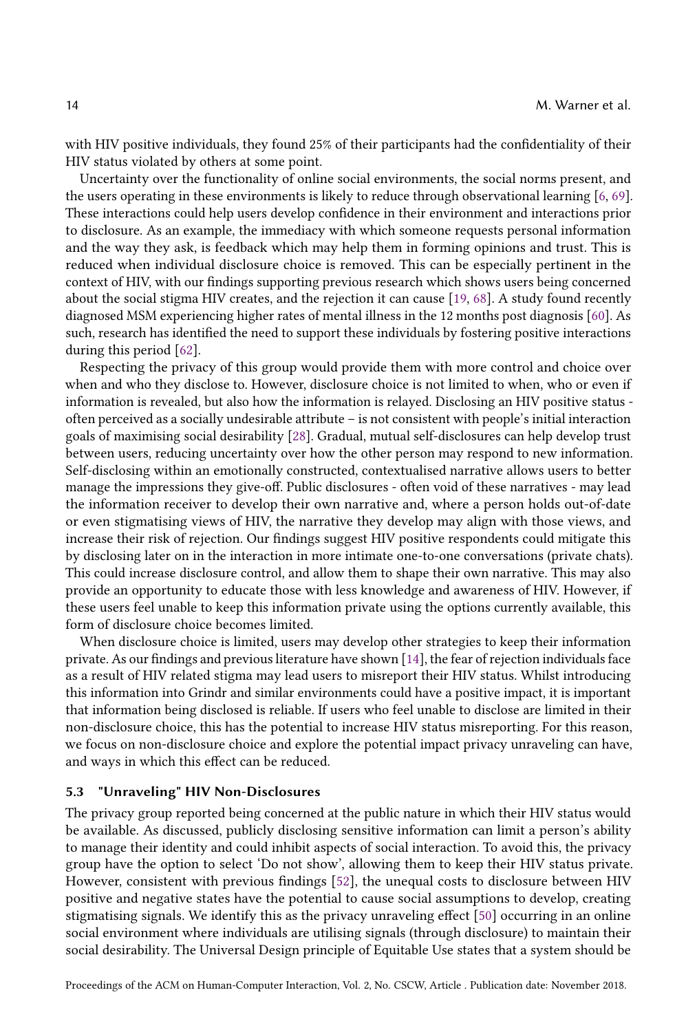with HIV positive individuals, they found 25% of their participants had the confidentiality of their HIV status violated by others at some point.

Uncertainty over the functionality of online social environments, the social norms present, and the users operating in these environments is likely to reduce through observational learning [6, 69]. These interactions could help users develop confidence in their environment and interactions prior to disclosure. As an example, the immediacy with which someone requests personal information and the way they ask, is feedback which may help them in forming opinions and trust. This is reduced when individual disclosure choice is removed. This can be especially pertinent in the context of HIV, with our findings supporting previous research which shows users being concerned about the social stigma HIV creates, and the rejection it can cause [19, 68]. A study found recently diagnosed MSM experiencing higher rates of mental illness in the 12 months post diagnosis [60]. As such, research has identified the need to support these individuals by fostering positive interactions during this period [62].

Respecting the privacy of this group would provide them with more control and choice over when and who they disclose to. However, disclosure choice is not limited to when, who or even if information is revealed, but also how the information is relayed. Disclosing an HIV positive status - often perceived as a socially undesirable attribute – is not consistent with people's initial interaction goals of maximising social desirability [28]. Gradual, mutual self-disclosures can help develop trust between users, reducing uncertainty over how the other person may respond to new information. Self-disclosing within an emotionally constructed, contextualised narrative allows users to better manage the impressions they give-off. Public disclosures - often void of these narratives - may lead the information receiver to develop their own narrative and, where a person holds out-of-date or even stigmatising views of HIV, the narrative they develop may align with those views, and increase their risk of rejection. Our findings suggest HIV positive respondents could mitigate this by disclosing later on in the interaction in more intimate one-to-one conversations (private chats). This could increase disclosure control, and allow them to shape their own narrative. This may also provide an opportunity to educate those with less knowledge and awareness of HIV. However, if these users feel unable to keep this information private using the options currently available, this form of disclosure choice becomes limited.

When disclosure choice is limited, users may develop other strategies to keep their information private. As our findings and previous literature have shown [14], the fear of rejection individuals face as a result of HIV related stigma may lead users to misreport their HIV status. Whilst introducing this information into Grindr and similar environments could have a positive impact, it is important that information being disclosed is reliable. If users who feel unable to disclose are limited in their non-disclosure choice, this has the potential to increase HIV status misreporting. For this reason, we focus on non-disclosure choice and explore the potential impact privacy unraveling can have, and ways in which this effect can be reduced.

### 5.3 "Unraveling" HIV Non-Disclosures

The privacy group reported being concerned at the public nature in which their HIV status would be available. As discussed, publicly disclosing sensitive information can limit a person's ability to manage their identity and could inhibit aspects of social interaction. To avoid this, the privacy group have the option to select 'Do not show', allowing them to keep their HIV status private. However, consistent with previous findings [52], the unequal costs to disclosure between HIV positive and negative states have the potential to cause social assumptions to develop, creating stigmatising signals. We identify this as the privacy unraveling effect [50] occurring in an online social environment where individuals are utilising signals (through disclosure) to maintain their social desirability. The Universal Design principle of Equitable Use states that a system should be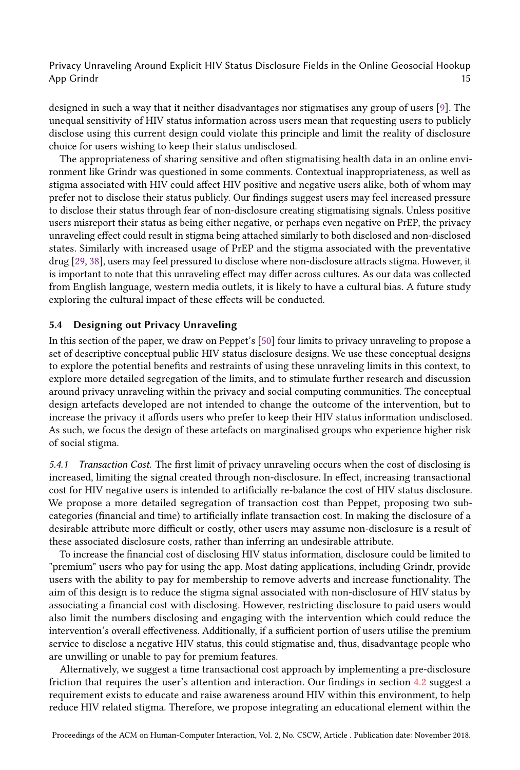designed in such a way that it neither disadvantages nor stigmatises any group of users [9]. The unequal sensitivity of HIV status information across users mean that requesting users to publicly disclose using this current design could violate this principle and limit the reality of disclosure choice for users wishing to keep their status undisclosed.

The appropriateness of sharing sensitive and often stigmatising health data in an online environment like Grindr was questioned in some comments. Contextual inappropriateness, as well as stigma associated with HIV could affect HIV positive and negative users alike, both of whom may prefer not to disclose their status publicly. Our findings suggest users may feel increased pressure to disclose their status through fear of non-disclosure creating stigmatising signals. Unless positive users misreport their status as being either negative, or perhaps even negative on PrEP, the privacy unraveling effect could result in stigma being attached similarly to both disclosed and non-disclosed states. Similarly with increased usage of PrEP and the stigma associated with the preventative drug [29, 38], users may feel pressured to disclose where non-disclosure attracts stigma. However, it is important to note that this unraveling effect may differ across cultures. As our data was collected from English language, western media outlets, it is likely to have a cultural bias. A future study exploring the cultural impact of these effects will be conducted.

### 5.4 Designing out Privacy Unraveling

In this section of the paper, we draw on Peppet's [50] four limits to privacy unraveling to propose a set of descriptive conceptual public HIV status disclosure designs. We use these conceptual designs to explore the potential benefits and restraints of using these unraveling limits in this context, to explore more detailed segregation of the limits, and to stimulate further research and discussion around privacy unraveling within the privacy and social computing communities. The conceptual design artefacts developed are not intended to change the outcome of the intervention, but to increase the privacy it affords users who prefer to keep their HIV status information undisclosed. As such, we focus the design of these artefacts on marginalised groups who experience higher risk of social stigma.

*5.4.1 Transaction Cost.* The first limit of privacy unraveling occurs when the cost of disclosing is increased, limiting the signal created through non-disclosure. In effect, increasing transactional cost for HIV negative users is intended to artificially re-balance the cost of HIV status disclosure. We propose a more detailed segregation of transaction cost than Peppet, proposing two sub-categories (financial and time) to artificially inflate transaction cost. In making the disclosure of a desirable attribute more difficult or costly, other users may assume non-disclosure is a result of these associated disclosure costs, rather than inferring an undesirable attribute.

To increase the financial cost of disclosing HIV status information, disclosure could be limited to "premium" users who pay for using the app. Most dating applications, including Grindr, provide users with the ability to pay for membership to remove adverts and increase functionality. The aim of this design is to reduce the stigma signal associated with non-disclosure of HIV status by associating a financial cost with disclosing. However, restricting disclosure to paid users would also limit the numbers disclosing and engaging with the intervention which could reduce the intervention's overall effectiveness. Additionally, if a sufficient portion of users utilise the premium service to disclose a negative HIV status, this could stigmatise and, thus, disadvantage people who are unwilling or unable to pay for premium features.

Alternatively, we suggest a time transactional cost approach by implementing a pre-disclosure friction that requires the user's attention and interaction. Our findings in section 4.2 suggest a requirement exists to educate and raise awareness around HIV within this environment, to help reduce HIV related stigma. Therefore, we propose integrating an educational element within the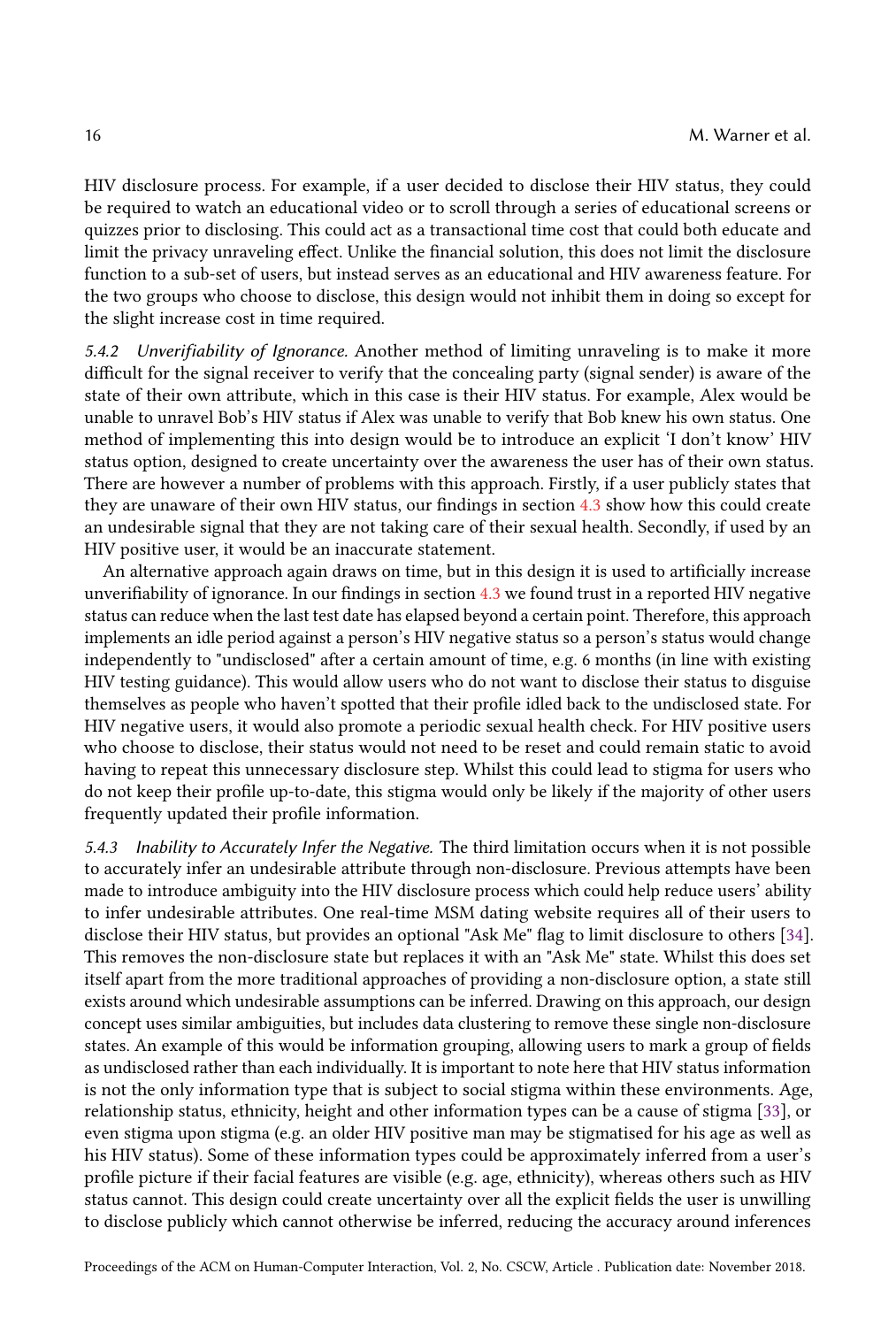HIV disclosure process. For example, if a user decided to disclose their HIV status, they could be required to watch an educational video or to scroll through a series of educational screens or quizzes prior to disclosing. This could act as a transactional time cost that could both educate and limit the privacy unraveling effect. Unlike the financial solution, this does not limit the disclosure function to a sub-set of users, but instead serves as an educational and HIV awareness feature. For the two groups who choose to disclose, this design would not inhibit them in doing so except for the slight increase cost in time required.

#### 5.4.2 *Unverifiability of Ignorance.*

Another method of limiting unraveling is to make it more difficult for the signal receiver to verify that the concealing party (signal sender) is aware of the state of their own attribute, which in this case is their HIV status. For example, Alex would be unable to unravel Bob's HIV status if Alex was unable to verify that Bob knew his own status. One method of implementing this into design would be to introduce an explicit 'I don't know' HIV status option, designed to create uncertainty over the awareness the user has of their own status. There are however a number of problems with this approach. Firstly, if a user publicly states that they are unaware of their own HIV status, our findings in section 4.3 show how this could create an undesirable signal that they are not taking care of their sexual health. Secondly, if used by an HIV positive user, it would be an inaccurate statement.

An alternative approach again draws on time, but in this design it is used to artificially increase unverifiability of ignorance. In our findings in section 4.3 we found trust in a reported HIV negative status can reduce when the last test date has elapsed beyond a certain point. Therefore, this approach implements an idle period against a person's HIV negative status so a person's status would change independently to "undisclosed" after a certain amount of time, e.g. 6 months (in line with existing HIV testing guidance). This would allow users who do not want to disclose their status to disguise themselves as people who haven't spotted that their profile idled back to the undisclosed state. For HIV negative users, it would also promote a periodic sexual health check. For HIV positive users who choose to disclose, their status would not need to be reset and could remain static to avoid having to repeat this unnecessary disclosure step. Whilst this could lead to stigma for users who do not keep their profile up-to-date, this stigma would only be likely if the majority of other users frequently updated their profile information.

#### 5.4.3 *Inability to Accurately Infer the Negative.*

The third limitation occurs when it is not possible to accurately infer an undesirable attribute through non-disclosure. Previous attempts have been made to introduce ambiguity into the HIV disclosure process which could help reduce users' ability to infer undesirable attributes. One real-time MSM dating website requires all of their users to disclose their HIV status, but provides an optional "Ask Me" flag to limit disclosure to others [34]. This removes the non-disclosure state but replaces it with an "Ask Me" state. Whilst this does set itself apart from the more traditional approaches of providing a non-disclosure option, a state still exists around which undesirable assumptions can be inferred. Drawing on this approach, our design concept uses similar ambiguities, but includes data clustering to remove these single non-disclosure states. An example of this would be information grouping, allowing users to mark a group of fields as undisclosed rather than each individually. It is important to note here that HIV status information is not the only information type that is subject to social stigma within these environments. Age, relationship status, ethnicity, height and other information types can be a cause of stigma [33], or even stigma upon stigma (e.g. an older HIV positive man may be stigmatised for his age as well as his HIV status). Some of these information types could be approximately inferred from a user's profile picture if their facial features are visible (e.g. age, ethnicity), whereas others such as HIV status cannot. This design could create uncertainty over all the explicit fields the user is unwilling to disclose publicly which cannot otherwise be inferred, reducing the accuracy around inferences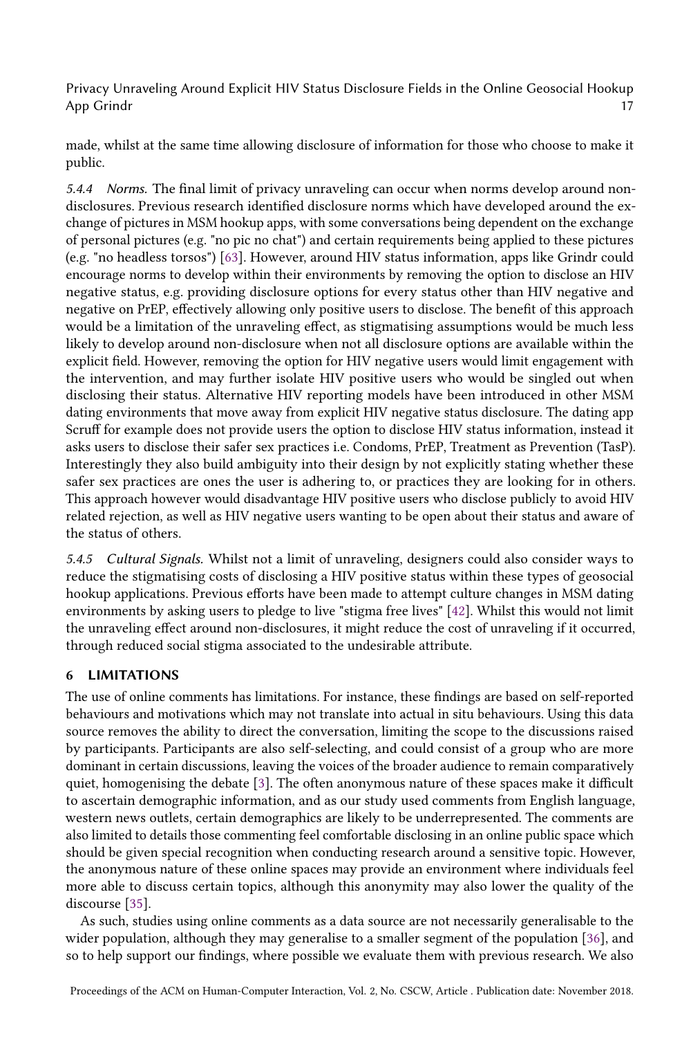made, whilst at the same time allowing disclosure of information for those who choose to make it public.

*5.4.4 Norms.* The final limit of privacy unraveling can occur when norms develop around non-disclosures. Previous research identified disclosure norms which have developed around the exchange of pictures in MSM hookup apps, with some conversations being dependent on the exchange of personal pictures (e.g. "no pic no chat") and certain requirements being applied to these pictures (e.g. "no headless torsos") [63]. However, around HIV status information, apps like Grindr could encourage norms to develop within their environments by removing the option to disclose an HIV negative status, e.g. providing disclosure options for every status other than HIV negative and negative on PrEP, effectively allowing only positive users to disclose. The benefit of this approach would be a limitation of the unraveling effect, as stigmatising assumptions would be much less likely to develop around non-disclosure when not all disclosure options are available within the explicit field. However, removing the option for HIV negative users would limit engagement with the intervention, and may further isolate HIV positive users who would be singled out when disclosing their status. Alternative HIV reporting models have been introduced in other MSM dating environments that move away from explicit HIV negative status disclosure. The dating app Scruff for example does not provide users the option to disclose HIV status information, instead it asks users to disclose their safer sex practices i.e. Condoms, PrEP, Treatment as Prevention (TasP). Interestingly they also build ambiguity into their design by not explicitly stating whether these safer sex practices are ones the user is adhering to, or practices they are looking for in others. This approach however would disadvantage HIV positive users who disclose publicly to avoid HIV related rejection, as well as HIV negative users wanting to be open about their status and aware of the status of others.

*5.4.5 Cultural Signals.* Whilst not a limit of unraveling, designers could also consider ways to reduce the stigmatising costs of disclosing a HIV positive status within these types of geosocial hookup applications. Previous efforts have been made to attempt culture changes in MSM dating environments by asking users to pledge to live "stigma free lives" [42]. Whilst this would not limit the unraveling effect around non-disclosures, it might reduce the cost of unraveling if it occurred, through reduced social stigma associated to the undesirable attribute.

## 6 LIMITATIONS

The use of online comments has limitations. For instance, these findings are based on self-reported behaviours and motivations which may not translate into actual in situ behaviours. Using this data source removes the ability to direct the conversation, limiting the scope to the discussions raised by participants. Participants are also self-selecting, and could consist of a group who are more dominant in certain discussions, leaving the voices of the broader audience to remain comparatively quiet, homogenising the debate [3]. The often anonymous nature of these spaces make it difficult to ascertain demographic information, and as our study used comments from English language, western news outlets, certain demographics are likely to be underrepresented. The comments are also limited to details those commenting feel comfortable disclosing in an online public space which should be given special recognition when conducting research around a sensitive topic. However, the anonymous nature of these online spaces may provide an environment where individuals feel more able to discuss certain topics, although this anonymity may also lower the quality of the discourse [35].

As such, studies using online comments as a data source are not necessarily generalisable to the wider population, although they may generalise to a smaller segment of the population [36], and so to help support our findings, where possible we evaluate them with previous research. We also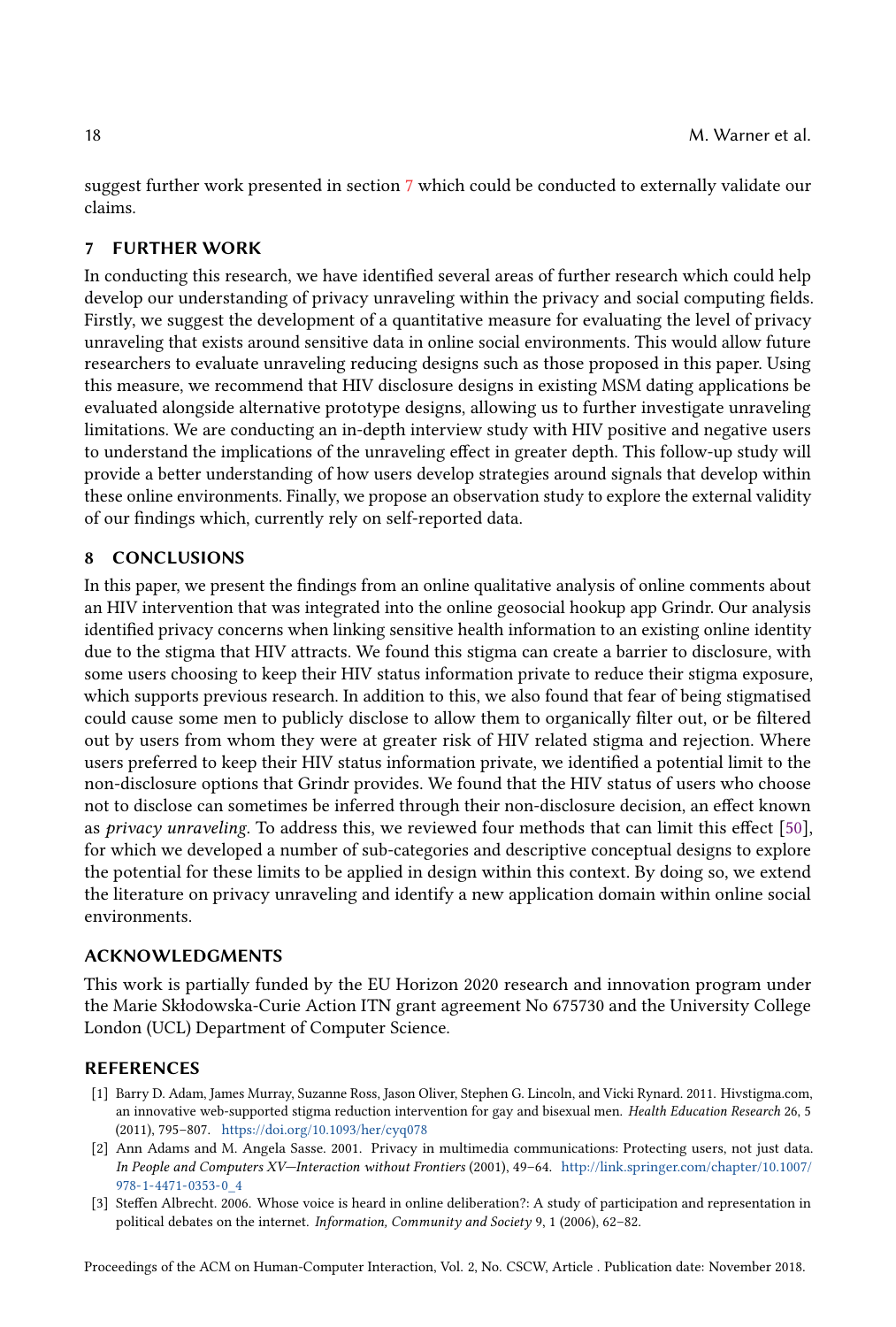suggest further work presented in section 7 which could be conducted to externally validate our claims.

## 7 FURTHER WORK

In conducting this research, we have identified several areas of further research which could help develop our understanding of privacy unraveling within the privacy and social computing fields. Firstly, we suggest the development of a quantitative measure for evaluating the level of privacy unraveling that exists around sensitive data in online social environments. This would allow future researchers to evaluate unraveling reducing designs such as those proposed in this paper. Using this measure, we recommend that HIV disclosure designs in existing MSM dating applications be evaluated alongside alternative prototype designs, allowing us to further investigate unraveling limitations. We are conducting an in-depth interview study with HIV positive and negative users to understand the implications of the unraveling effect in greater depth. This follow-up study will provide a better understanding of how users develop strategies around signals that develop within these online environments. Finally, we propose an observation study to explore the external validity of our findings which, currently rely on self-reported data.

## 8 CONCLUSIONS

In this paper, we present the findings from an online qualitative analysis of online comments about an HIV intervention that was integrated into the online geosocial hookup app Grindr. Our analysis identified privacy concerns when linking sensitive health information to an existing online identity due to the stigma that HIV attracts. We found this stigma can create a barrier to disclosure, with some users choosing to keep their HIV status information private to reduce their stigma exposure, which supports previous research. In addition to this, we also found that fear of being stigmatised could cause some men to publicly disclose to allow them to organically filter out, or be filtered out by users from whom they were at greater risk of HIV related stigma and rejection. Where users preferred to keep their HIV status information private, we identified a potential limit to the non-disclosure options that Grindr provides. We found that the HIV status of users who choose not to disclose can sometimes be inferred through their non-disclosure decision, an effect known as *privacy unraveling*. To address this, we reviewed four methods that can limit this effect [50], for which we developed a number of sub-categories and descriptive conceptual designs to explore the potential for these limits to be applied in design within this context. By doing so, we extend the literature on privacy unraveling and identify a new application domain within online social environments.

## ACKNOWLEDGMENTS

This work is partially funded by the EU Horizon 2020 research and innovation program under the Marie Skłodowska-Curie Action ITN grant agreement No 675730 and the University College London (UCL) Department of Computer Science.

## REFERENCES

[1] Barry D. Adam, James Murray, Suzanne Ross, Jason Oliver, Stephen G. Lincoln, and Vicki Rynard. 2011. Hivstigma.com, an innovative web-supported stigma reduction intervention for gay and bisexual men. *Health Education Research* 26, 5 (2011), 795–807. https://doi.org/10.1093/her/cyq078

[2] Ann Adams and M. Angela Sasse. 2001. Privacy in multimedia communications: Protecting users, not just data. *In People and Computers XV—Interaction without Frontiers* (2001), 49–64. http://link.springer.com/chapter/10.1007/978-1-4471-0353-0_4

[3] Steffen Albrecht. 2006. Whose voice is heard in online deliberation?: A study of participation and representation in political debates on the internet. *Information, Community and Society* 9, 1 (2006), 62–82.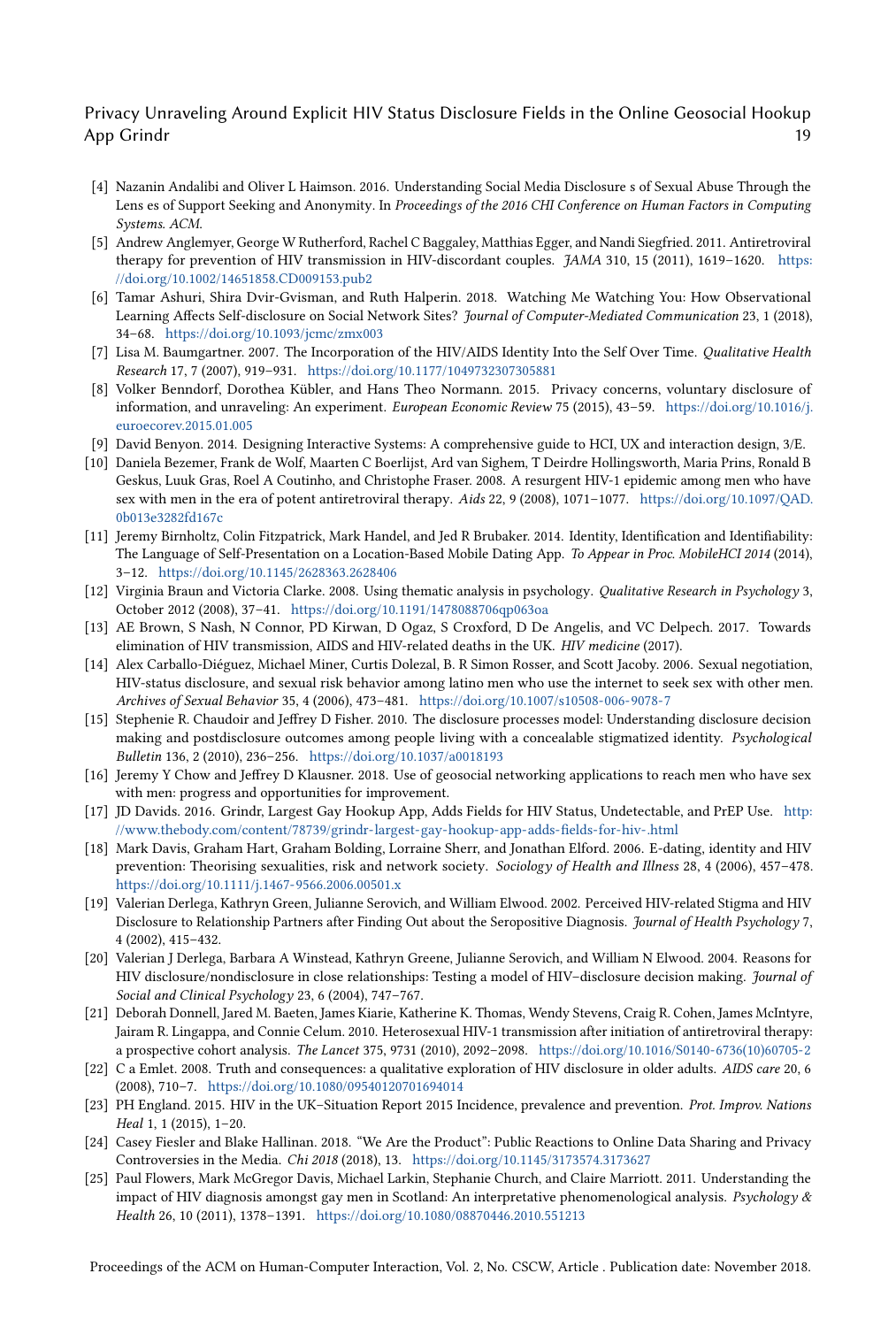- [4] Nazanin Andalibi and Oliver L Haimson. 2016. Understanding Social Media Disclosure s of Sexual Abuse Through the Lens es of Support Seeking and Anonymity. In *Proceedings of the 2016 CHI Conference on Human Factors in Computing Systems*. ACM.
- [5] Andrew Anglemyer, George W Rutherford, Rachel C Baggaley, Matthias Egger, and Nandi Siegfried. 2011. Antiretroviral therapy for prevention of HIV transmission in HIV-discordant couples. *JAMA* 310, 15 (2011), 1619–1620. https://doi.org/10.1002/14651858.CD009153.pub2
- [6] Tamar Ashuri, Shira Dvir-Gvisman, and Ruth Halperin. 2018. Watching Me Watching You: How Observational Learning Affects Self-disclosure on Social Network Sites? *Journal of Computer-Mediated Communication* 23, 1 (2018), 34–68. https://doi.org/10.1093/jcmc/zmx003
- [7] Lisa M. Baumgartner. 2007. The Incorporation of the HIV/AIDS Identity Into the Self Over Time. *Qualitative Health Research* 17, 7 (2007), 919–931. https://doi.org/10.1177/1049732307305881
- [8] Volker Benndorf, Dorothea Kübler, and Hans Theo Normann. 2015. Privacy concerns, voluntary disclosure of information, and unraveling: An experiment. *European Economic Review* 75 (2015), 43–59. https://doi.org/10.1016/j.euroecorev.2015.01.005
- [9] David Benyon. 2014. Designing Interactive Systems: A comprehensive guide to HCI, UX and interaction design, 3/E.
- [10] Daniela Bezemer, Frank de Wolf, Maarten C Boerlijst, Ard van Sighem, T Deirdre Hollingsworth, Maria Prins, Ronald B Geskus, Luuk Gras, Roel A Coutinho, and Christophe Fraser. 2008. A resurgent HIV-1 epidemic among men who have sex with men in the era of potent antiretroviral therapy. *Aids* 22, 9 (2008), 1071–1077. https://doi.org/10.1097/QAD.0b013e3282fd167c
- [11] Jeremy Birnholtz, Colin Fitzpatrick, Mark Handel, and Jed R Brubaker. 2014. Identity, Identification and Identifiability: The Language of Self-Presentation on a Location-Based Mobile Dating App. *To Appear in Proc. MobileHCI 2014* (2014), 3–12. https://doi.org/10.1145/2628363.2628406
- [12] Virginia Braun and Victoria Clarke. 2008. Using thematic analysis in psychology. *Qualitative Research in Psychology* 3, October 2012 (2008), 37–41. https://doi.org/10.1191/1478088706qp063oa
- [13] AE Brown, S Nash, N Connor, PD Kirwan, D Ogaz, S Croxford, D De Angelis, and VC Delpech. 2017. Towards elimination of HIV transmission, AIDS and HIV-related deaths in the UK. *HIV medicine* (2017).
- [14] Alex Carballo-Diéguez, Michael Miner, Curtis Dolezal, B. R Simon Rosser, and Scott Jacoby. 2006. Sexual negotiation, HIV-status disclosure, and sexual risk behavior among latino men who use the internet to seek sex with other men. *Archives of Sexual Behavior* 35, 4 (2006), 473–481. https://doi.org/10.1007/s10508-006-9078-7
- [15] Stephenie R. Chaudoir and Jeffrey D Fisher. 2010. The disclosure processes model: Understanding disclosure decision making and postdisclosure outcomes among people living with a concealable stigmatized identity. *Psychological Bulletin* 136, 2 (2010), 236–256. https://doi.org/10.1037/a0018193
- [16] Jeremy Y Chow and Jeffrey D Klausner. 2018. Use of geosocial networking applications to reach men who have sex with men: progress and opportunities for improvement.
- [17] JD Davids. 2016. Grindr, Largest Gay Hookup App, Adds Fields for HIV Status, Undetectable, and PrEP Use. http://www.thebody.com/content/78739/grindr-largest-gay-hookup-app-adds-fields-for-hiv-.html
- [18] Mark Davis, Graham Hart, Graham Bolding, Lorraine Sherr, and Jonathan Elford. 2006. E-dating, identity and HIV prevention: Theorising sexualities, risk and network society. *Sociology of Health and Illness* 28, 4 (2006), 457–478. https://doi.org/10.1111/j.1467-9566.2006.00501.x
- [19] Valerian Derlega, Kathryn Green, Julianne Serovich, and William Elwood. 2002. Perceived HIV-related Stigma and HIV Disclosure to Relationship Partners after Finding Out about the Seropositive Diagnosis. *Journal of Health Psychology* 7, 4 (2002), 415–432.
- [20] Valerian J Derlega, Barbara A Winstead, Kathryn Greene, Julianne Serovich, and William N Elwood. 2004. Reasons for HIV disclosure/nondisclosure in close relationships: Testing a model of HIV–disclosure decision making. *Journal of Social and Clinical Psychology* 23, 6 (2004), 747–767.
- [21] Deborah Donnell, Jared M. Baeten, James Kiarie, Katherine K. Thomas, Wendy Stevens, Craig R. Cohen, James McIntyre, Jairam R. Lingappa, and Connie Celum. 2010. Heterosexual HIV-1 transmission after initiation of antiretroviral therapy: a prospective cohort analysis. *The Lancet* 375, 9731 (2010), 2092–2098. https://doi.org/10.1016/S0140-6736(10)60705-2
- [22] C a Emlet. 2008. Truth and consequences: a qualitative exploration of HIV disclosure in older adults. *AIDS care* 20, 6 (2008), 710–7. https://doi.org/10.1080/09540120701694014
- [23] PH England. 2015. HIV in the UK–Situation Report 2015 Incidence, prevalence and prevention. *Prot. Improv. Nations Heal* 1, 1 (2015), 1–20.
- [24] Casey Fiesler and Blake Hallinan. 2018. "We Are the Product": Public Reactions to Online Data Sharing and Privacy Controversies in the Media. *Chi 2018* (2018), 13. https://doi.org/10.1145/3173574.3173627
- [25] Paul Flowers, Mark McGregor Davis, Michael Larkin, Stephanie Church, and Claire Marriott. 2011. Understanding the impact of HIV diagnosis amongst gay men in Scotland: An interpretative phenomenological analysis. *Psychology & Health* 26, 10 (2011), 1378–1391. https://doi.org/10.1080/08870446.2010.551213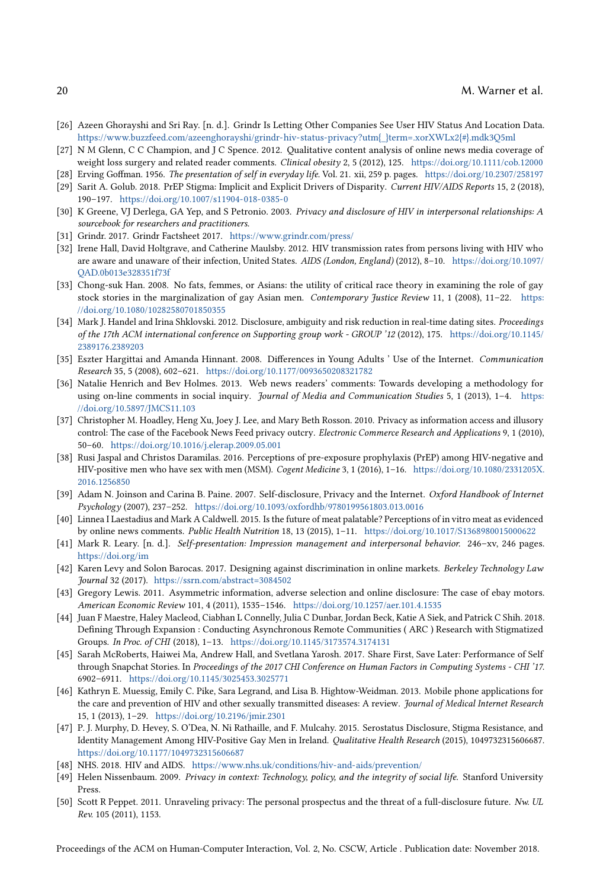- [26] Azeen Ghorayshi and Sri Ray. [n. d.]. Grindr Is Letting Other Companies See User HIV Status And Location Data. https://www.buzzfeed.com/azeenghorayshi/grindr-hiv-status-privacy?utm{_}term=.xorXWLx2{#}.mdk3Q5ml
- [27] N M Glenn, C C Champion, and J C Spence. 2012. Qualitative content analysis of online news media coverage of weight loss surgery and related reader comments. *Clinical obesity* 2, 5 (2012), 125. https://doi.org/10.1111/cob.12000
- [28] Erving Goffman. 1956. *The presentation of self in everyday life.* Vol. 21. xii, 259 p. pages. https://doi.org/10.2307/258197
- [29] Sarit A. Golub. 2018. PrEP Stigma: Implicit and Explicit Drivers of Disparity. *Current HIV/AIDS Reports* 15, 2 (2018), 190–197. https://doi.org/10.1007/s11904-018-0385-0
- [30] K Greene, VJ Derlega, GA Yep, and S Petronio. 2003. *Privacy and disclosure of HIV in interpersonal relationships: A sourcebook for researchers and practitioners.*
- [31] Grindr. 2017. Grindr Factsheet 2017. https://www.grindr.com/press/
- [32] Irene Hall, David Holtgrave, and Catherine Maulsby. 2012. HIV transmission rates from persons living with HIV who are aware and unaware of their infection, United States. *AIDS (London, England)* (2012), 8–10. https://doi.org/10.1097/QAD.0b013e328351f73f
- [33] Chong-suk Han. 2008. No fats, femmes, or Asians: the utility of critical race theory in examining the role of gay stock stories in the marginalization of gay Asian men. *Contemporary Justice Review* 11, 1 (2008), 11–22. https://doi.org/10.1080/10282580701850355
- [34] Mark J. Handel and Irina Shklovski. 2012. Disclosure, ambiguity and risk reduction in real-time dating sites. *Proceedings of the 17th ACM international conference on Supporting group work - GROUP '12* (2012), 175. https://doi.org/10.1145/2389176.2389203
- [35] Eszter Hargittai and Amanda Hinnant. 2008. Differences in Young Adults ' Use of the Internet. *Communication Research* 35, 5 (2008), 602–621. https://doi.org/10.1177/0093650208321782
- [36] Natalie Henrich and Bev Holmes. 2013. Web news readers' comments: Towards developing a methodology for using on-line comments in social inquiry. *Journal of Media and Communication Studies* 5, 1 (2013), 1–4. https://doi.org/10.5897/JMCS11.103
- [37] Christopher M. Hoadley, Heng Xu, Joey J. Lee, and Mary Beth Rosson. 2010. Privacy as information access and illusory control: The case of the Facebook News Feed privacy outcry. *Electronic Commerce Research and Applications* 9, 1 (2010), 50–60. https://doi.org/10.1016/j.elerap.2009.05.001
- [38] Rusi Jaspal and Christos Daramilas. 2016. Perceptions of pre-exposure prophylaxis (PrEP) among HIV-negative and HIV-positive men who have sex with men (MSM). *Cogent Medicine* 3, 1 (2016), 1–16. https://doi.org/10.1080/2331205X.2016.1256850
- [39] Adam N. Joinson and Carina B. Paine. 2007. Self-disclosure, Privacy and the Internet. *Oxford Handbook of Internet Psychology* (2007), 237–252. https://doi.org/10.1093/oxfordhb/9780199561803.013.0016
- [40] Linnea I Laestadius and Mark A Caldwell. 2015. Is the future of meat palatable? Perceptions of in vitro meat as evidenced by online news comments. *Public Health Nutrition* 18, 13 (2015), 1–11. https://doi.org/10.1017/S1368980015000622
- [41] Mark R. Leary. [n. d.]. *Self-presentation: Impression management and interpersonal behavior.* 246–xv, 246 pages. https://doi.org/im
- [42] Karen Levy and Solon Barocas. 2017. Designing against discrimination in online markets. *Berkeley Technology Law Journal* 32 (2017). https://ssrn.com/abstract=3084502
- [43] Gregory Lewis. 2011. Asymmetric information, adverse selection and online disclosure: The case of ebay motors. *American Economic Review* 101, 4 (2011), 1535–1546. https://doi.org/10.1257/aer.101.4.1535
- [44] Juan F Maestre, Haley Macleod, Ciabhan L Connelly, Julia C Dunbar, Jordan Beck, Katie A Siek, and Patrick C Shih. 2018. Defining Through Expansion : Conducting Asynchronous Remote Communities ( ARC ) Research with Stigmatized Groups. *In Proc. of CHI* (2018), 1–13. https://doi.org/10.1145/3173574.3174131
- [45] Sarah McRoberts, Haiwei Ma, Andrew Hall, and Svetlana Yarosh. 2017. Share First, Save Later: Performance of Self through Snapchat Stories. In *Proceedings of the 2017 CHI Conference on Human Factors in Computing Systems - CHI '17*. 6902–6911. https://doi.org/10.1145/3025453.3025771
- [46] Kathryn E. Muessig, Emily C. Pike, Sara Legrand, and Lisa B. Hightow-Weidman. 2013. Mobile phone applications for the care and prevention of HIV and other sexually transmitted diseases: A review. *Journal of Medical Internet Research* 15, 1 (2013), 1–29. https://doi.org/10.2196/jmir.2301
- [47] P. J. Murphy, D. Hevey, S. O'Dea, N. Ni Rathaille, and F. Mulcahy. 2015. Serostatus Disclosure, Stigma Resistance, and Identity Management Among HIV-Positive Gay Men in Ireland. *Qualitative Health Research* (2015), 1049732315606687. https://doi.org/10.1177/1049732315606687
- [48] NHS. 2018. HIV and AIDS. https://www.nhs.uk/conditions/hiv-and-aids/prevention/
- [49] Helen Nissenbaum. 2009. *Privacy in context: Technology, policy, and the integrity of social life.* Stanford University Press.
- [50] Scott R Peppet. 2011. Unraveling privacy: The personal prospectus and the threat of a full-disclosure future. *Nw. UL Rev.* 105 (2011), 1153.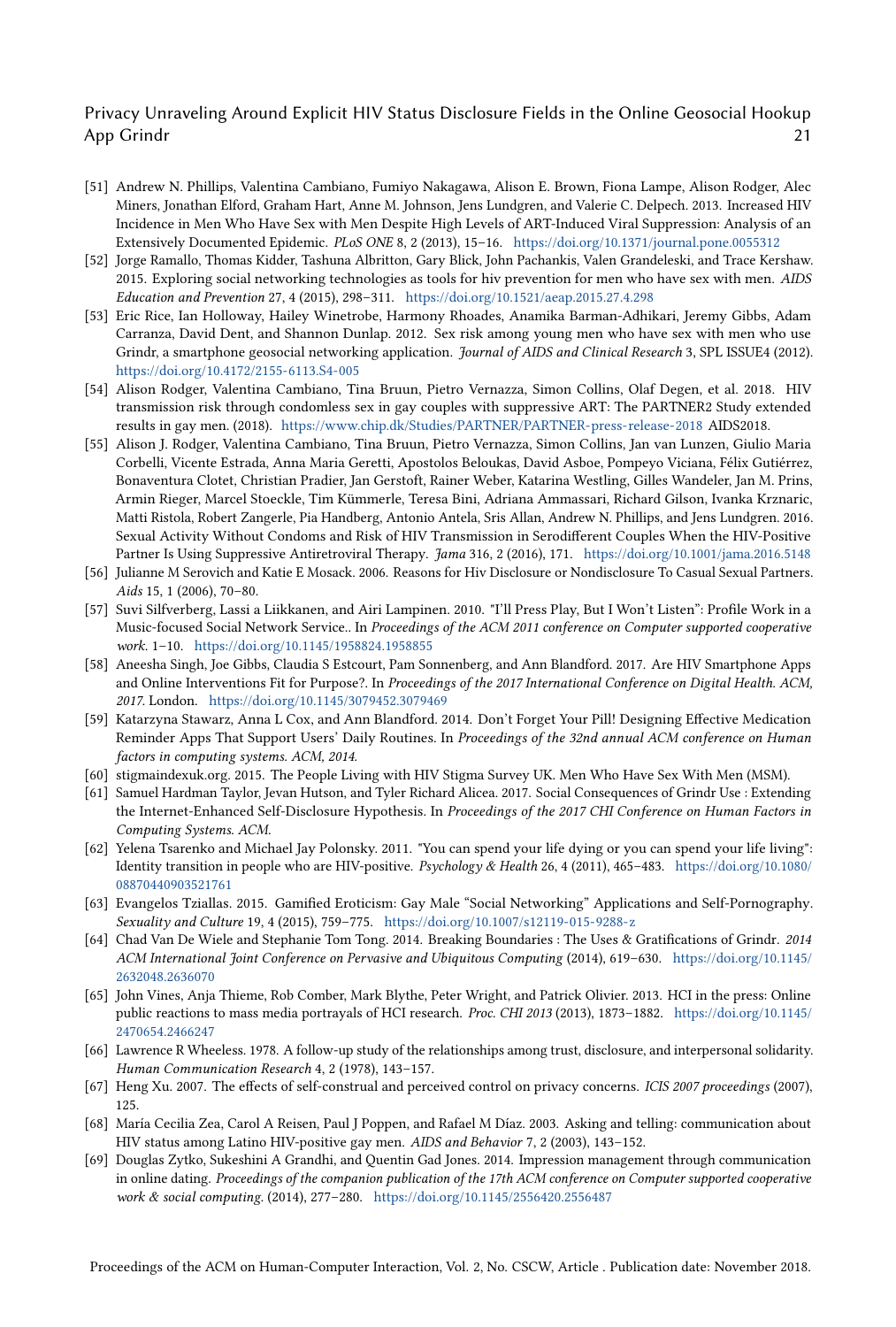- [51] Andrew N. Phillips, Valentina Cambiano, Fumiyo Nakagawa, Alison E. Brown, Fiona Lampe, Alison Rodger, Alec Miners, Jonathan Elford, Graham Hart, Anne M. Johnson, Jens Lundgren, and Valerie C. Delpech. 2013. Increased HIV Incidence in Men Who Have Sex with Men Despite High Levels of ART-Induced Viral Suppression: Analysis of an Extensively Documented Epidemic. *PLoS ONE* 8, 2 (2013), 15–16. https://doi.org/10.1371/journal.pone.0055312
- [52] Jorge Ramallo, Thomas Kidder, Tashuna Albritton, Gary Blick, John Pachankis, Valen Grandeleski, and Trace Kershaw. 2015. Exploring social networking technologies as tools for hiv prevention for men who have sex with men. *AIDS Education and Prevention* 27, 4 (2015), 298–311. https://doi.org/10.1521/aeap.2015.27.4.298
- [53] Eric Rice, Ian Holloway, Hailey Winetrobe, Harmony Rhoades, Anamika Barman-Adhikari, Jeremy Gibbs, Adam Carranza, David Dent, and Shannon Dunlap. 2012. Sex risk among young men who have sex with men who use Grindr, a smartphone geosocial networking application. *Journal of AIDS and Clinical Research* 3, SPL ISSUE4 (2012). https://doi.org/10.4172/2155-6113.S4-005
- [54] Alison Rodger, Valentina Cambiano, Tina Bruun, Pietro Vernazza, Simon Collins, Olaf Degen, et al. 2018. HIV transmission risk through condomless sex in gay couples with suppressive ART: The PARTNER2 Study extended results in gay men. (2018). https://www.chip.dk/Studies/PARTNER/PARTNER-press-release-2018 AIDS2018.
- [55] Alison J. Rodger, Valentina Cambiano, Tina Bruun, Pietro Vernazza, Simon Collins, Jan van Lunzen, Giulio Maria Corbelli, Vicente Estrada, Anna Maria Geretti, Apostolos Beloukas, David Asboe, Pompeyo Viciana, Félix Gutiérrez, Bonaventura Clotet, Christian Pradier, Jan Gerstoft, Rainer Weber, Katarina Westling, Gilles Wandeler, Jan M. Prins, Armin Rieger, Marcel Stoeckle, Tim Kümmerle, Teresa Bini, Adriana Ammassari, Richard Gilson, Ivanka Krznaric, Matti Ristola, Robert Zangerle, Pia Handberg, Antonio Antela, Sris Allan, Andrew N. Phillips, and Jens Lundgren. 2016. Sexual Activity Without Condoms and Risk of HIV Transmission in Serodifferent Couples When the HIV-Positive Partner Is Using Suppressive Antiretroviral Therapy. *Jama* 316, 2 (2016), 171. https://doi.org/10.1001/jama.2016.5148
- [56] Julianne M Serovich and Katie E Mosack. 2006. Reasons for Hiv Disclosure or Nondisclosure To Casual Sexual Partners. *Aids* 15, 1 (2006), 70–80.
- [57] Suvi Silfverberg, Lassi a Liikkanen, and Airi Lampinen. 2010. "I'll Press Play, But I Won't Listen": Profile Work in a Music-focused Social Network Service.. In *Proceedings of the ACM 2011 conference on Computer supported cooperative work*. 1–10. https://doi.org/10.1145/1958824.1958855
- [58] Aneesha Singh, Joe Gibbs, Claudia S Estcourt, Pam Sonnenberg, and Ann Blandford. 2017. Are HIV Smartphone Apps and Online Interventions Fit for Purpose?. In *Proceedings of the 2017 International Conference on Digital Health. ACM, 2017*. London. https://doi.org/10.1145/3079452.3079469
- [59] Katarzyna Stawarz, Anna L Cox, and Ann Blandford. 2014. Don't Forget Your Pill! Designing Effective Medication Reminder Apps That Support Users' Daily Routines. In *Proceedings of the 32nd annual ACM conference on Human factors in computing systems. ACM, 2014*.
- [60] stigmaindexuk.org. 2015. The People Living with HIV Stigma Survey UK. Men Who Have Sex With Men (MSM).
- [61] Samuel Hardman Taylor, Jevan Hutson, and Tyler Richard Alicea. 2017. Social Consequences of Grindr Use : Extending the Internet-Enhanced Self-Disclosure Hypothesis. In *Proceedings of the 2017 CHI Conference on Human Factors in Computing Systems. ACM*.
- [62] Yelena Tsarenko and Michael Jay Polonsky. 2011. "You can spend your life dying or you can spend your life living": Identity transition in people who are HIV-positive. *Psychology & Health* 26, 4 (2011), 465–483. https://doi.org/10.1080/08870440903521761
- [63] Evangelos Tziallas. 2015. Gamified Eroticism: Gay Male "Social Networking" Applications and Self-Pornography. *Sexuality and Culture* 19, 4 (2015), 759–775. https://doi.org/10.1007/s12119-015-9288-z
- [64] Chad Van De Wiele and Stephanie Tom Tong. 2014. Breaking Boundaries : The Uses & Gratifications of Grindr. *2014 ACM International Joint Conference on Pervasive and Ubiquitous Computing* (2014), 619–630. https://doi.org/10.1145/2632048.2636070
- [65] John Vines, Anja Thieme, Rob Comber, Mark Blythe, Peter Wright, and Patrick Olivier. 2013. HCI in the press: Online public reactions to mass media portrayals of HCI research. *Proc. CHI 2013* (2013), 1873–1882. https://doi.org/10.1145/2470654.2466247
- [66] Lawrence R Wheeless. 1978. A follow-up study of the relationships among trust, disclosure, and interpersonal solidarity. *Human Communication Research* 4, 2 (1978), 143–157.
- [67] Heng Xu. 2007. The effects of self-construal and perceived control on privacy concerns. *ICIS 2007 proceedings* (2007), 125.
- [68] María Cecilia Zea, Carol A Reisen, Paul J Poppen, and Rafael M Díaz. 2003. Asking and telling: communication about HIV status among Latino HIV-positive gay men. *AIDS and Behavior* 7, 2 (2003), 143–152.
- [69] Douglas Zytko, Sukeshini A Grandhi, and Quentin Gad Jones. 2014. Impression management through communication in online dating. *Proceedings of the companion publication of the 17th ACM conference on Computer supported cooperative work & social computing.* (2014), 277–280. https://doi.org/10.1145/2556420.2556487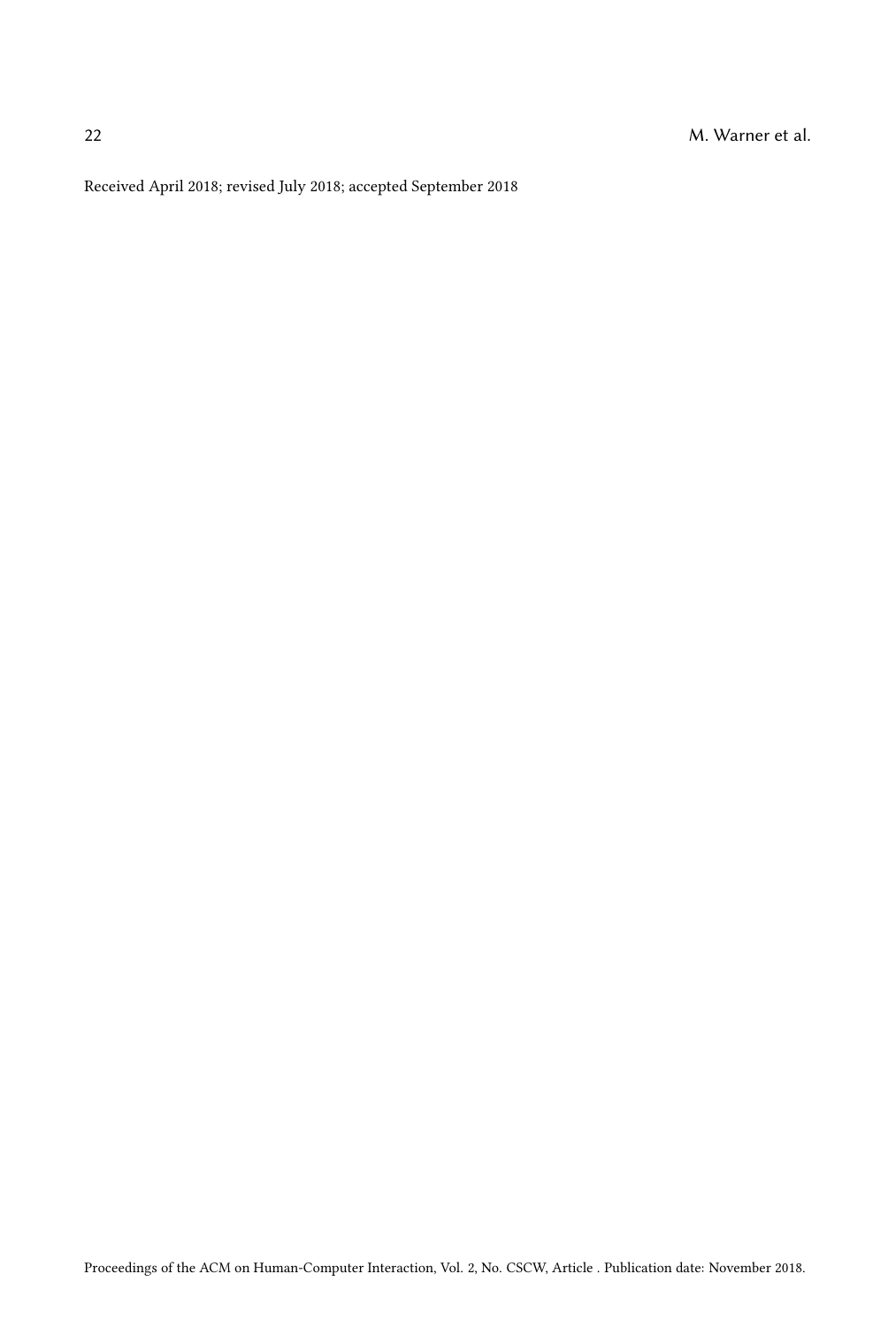Received April 2018; revised July 2018; accepted September 2018